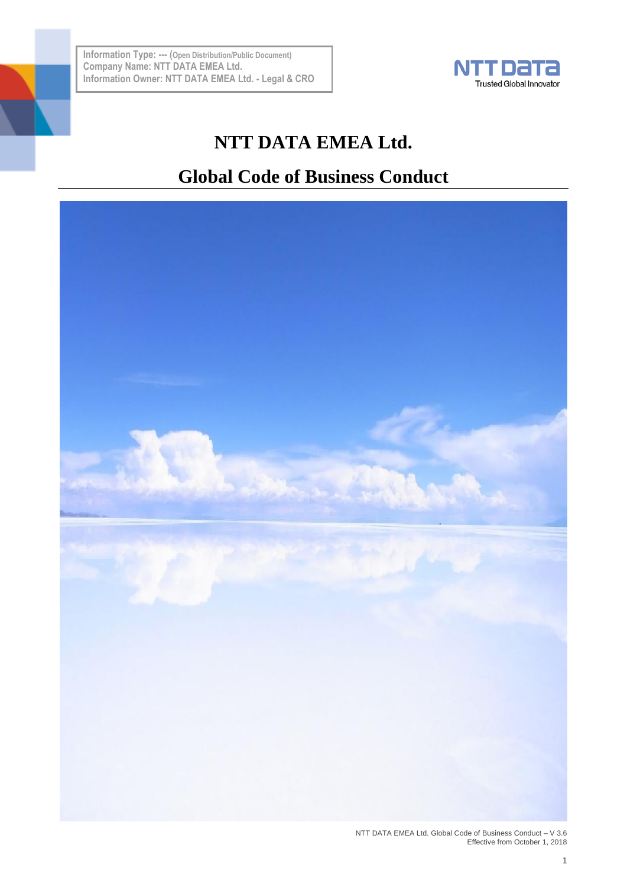Information Type: --- (Open Distribution/Public Document)
Company Name: NTT DATA EMEA Ltd.
Information Owner: NTT DATA EMEA Ltd. - Legal & CRO

NTT DATA
Trusted Global Innovator

# NTT DATA EMEA Ltd.

# Global Code of Business Conduct

NTT DATA EMEA Ltd. Global Code of Business Conduct – V 3.6
Effective from October 1, 2018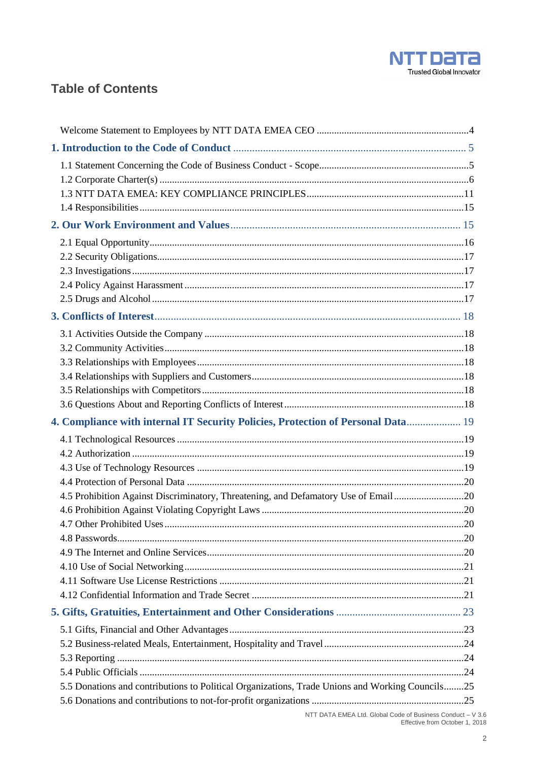# Table of Contents

Welcome Statement to Employees by NTT DATA EMEA CEO ....................................................4

**1. Introduction to the Code of Conduct** .................................................................................... 5

1.1 Statement Concerning the Code of Business Conduct - Scope....................................................5
1.2 Corporate Charter(s) ..........................................................................................................6
1.3 NTT DATA EMEA: KEY COMPLIANCE PRINCIPLES...........................................................11
1.4 Responsibilities...................................................................................................................15

**2. Our Work Environment and Values**.................................................................................... 15

2.1 Equal Opportunity...............................................................................................................16
2.2 Security Obligations............................................................................................................17
2.3 Investigations......................................................................................................................17
2.4 Policy Against Harassment .................................................................................................17
2.5 Drugs and Alcohol...............................................................................................................17

**3. Conflicts of Interest**................................................................................................................ 18

3.1 Activities Outside the Company .........................................................................................18
3.2 Community Activities..........................................................................................................18
3.3 Relationships with Employees.............................................................................................18
3.4 Relationships with Suppliers and Customers.......................................................................18
3.5 Relationships with Competitors...........................................................................................18
3.6 Questions About and Reporting Conflicts of Interest..........................................................18

**4. Compliance with internal IT Security Policies, Protection of Personal Data**................... 19

4.1 Technological Resources ....................................................................................................19
4.2 Authorization ......................................................................................................................19
4.3 Use of Technology Resources ............................................................................................19
4.4 Protection of Personal Data ................................................................................................20
4.5 Prohibition Against Discriminatory, Threatening, and Defamatory Use of Email...............20
4.6 Prohibition Against Violating Copyright Laws ...................................................................20
4.7 Other Prohibited Uses.........................................................................................................20
4.8 Passwords............................................................................................................................20
4.9 The Internet and Online Services.........................................................................................20
4.10 Use of Social Networking...................................................................................................21
4.11 Software Use License Restrictions ....................................................................................21
4.12 Confidential Information and Trade Secret .......................................................................21

**5. Gifts, Gratuities, Entertainment and Other Considerations** ............................................. 23

5.1 Gifts, Financial and Other Advantages................................................................................23
5.2 Business-related Meals, Entertainment, Hospitality and Travel.........................................24
5.3 Reporting ............................................................................................................................24
5.4 Public Officials ...................................................................................................................24
5.5 Donations and contributions to Political Organizations, Trade Unions and Working Councils........25
5.6 Donations and contributions to not-for-profit organizations ...............................................25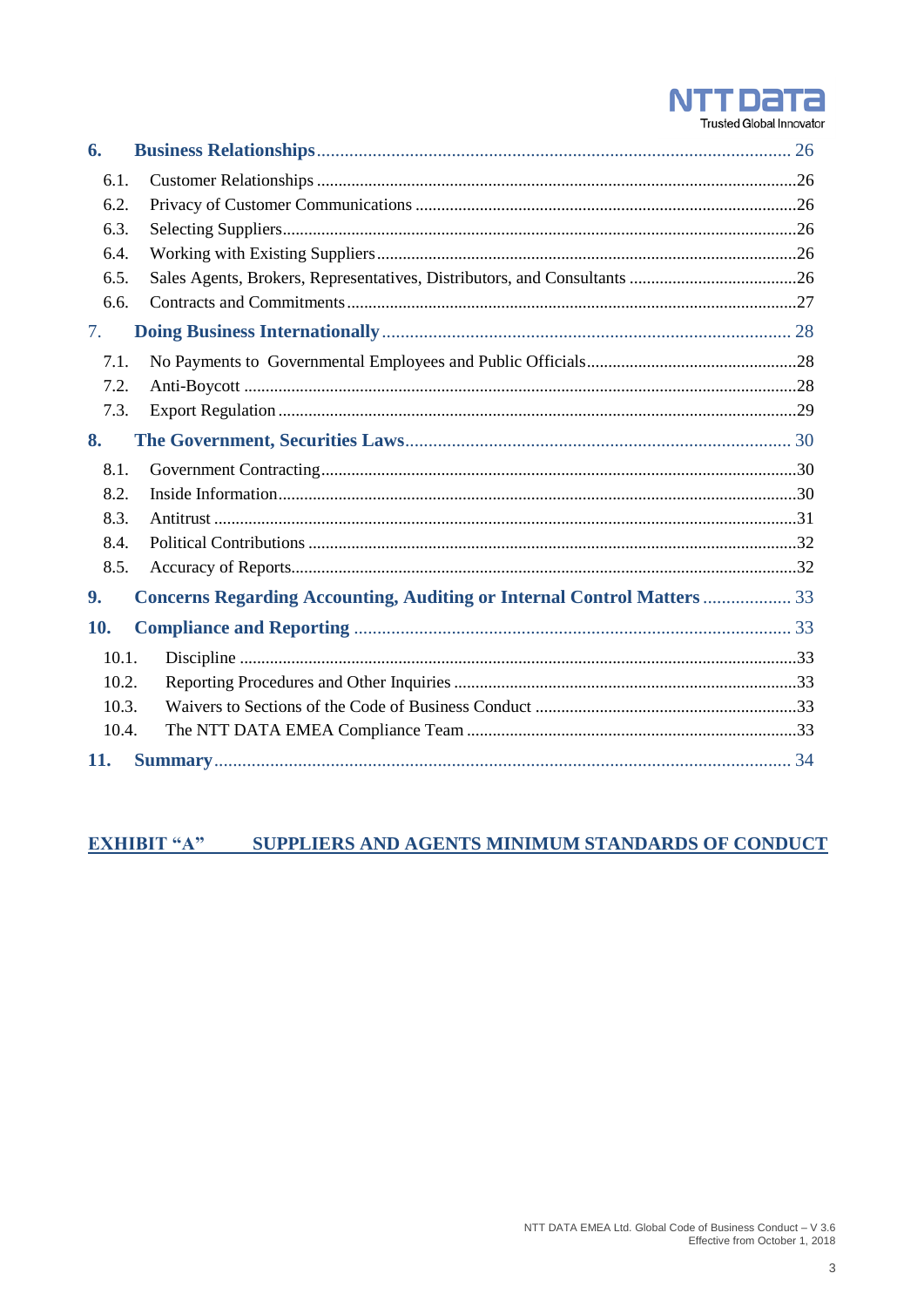6. **Business Relationships** ........ 26

- 6.1. Customer Relationships ........ 26
- 6.2. Privacy of Customer Communications ........ 26
- 6.3. Selecting Suppliers ........ 26
- 6.4. Working with Existing Suppliers ........ 26
- 6.5. Sales Agents, Brokers, Representatives, Distributors, and Consultants ........ 26
- 6.6. Contracts and Commitments ........ 27

7. **Doing Business Internationally** ........ 28

- 7.1. No Payments to Governmental Employees and Public Officials ........ 28
- 7.2. Anti-Boycott ........ 28
- 7.3. Export Regulation ........ 29

8. **The Government, Securities Laws** ........ 30

- 8.1. Government Contracting ........ 30
- 8.2. Inside Information ........ 30
- 8.3. Antitrust ........ 31
- 8.4. Political Contributions ........ 32
- 8.5. Accuracy of Reports ........ 32

9. **Concerns Regarding Accounting, Auditing or Internal Control Matters** ........ 33

10. **Compliance and Reporting** ........ 33

- 10.1. Discipline ........ 33
- 10.2. Reporting Procedures and Other Inquiries ........ 33
- 10.3. Waivers to Sections of the Code of Business Conduct ........ 33
- 10.4. The NTT DATA EMEA Compliance Team ........ 33

11. **Summary** ........ 34

**EXHIBIT "A" SUPPLIERS AND AGENTS MINIMUM STANDARDS OF CONDUCT**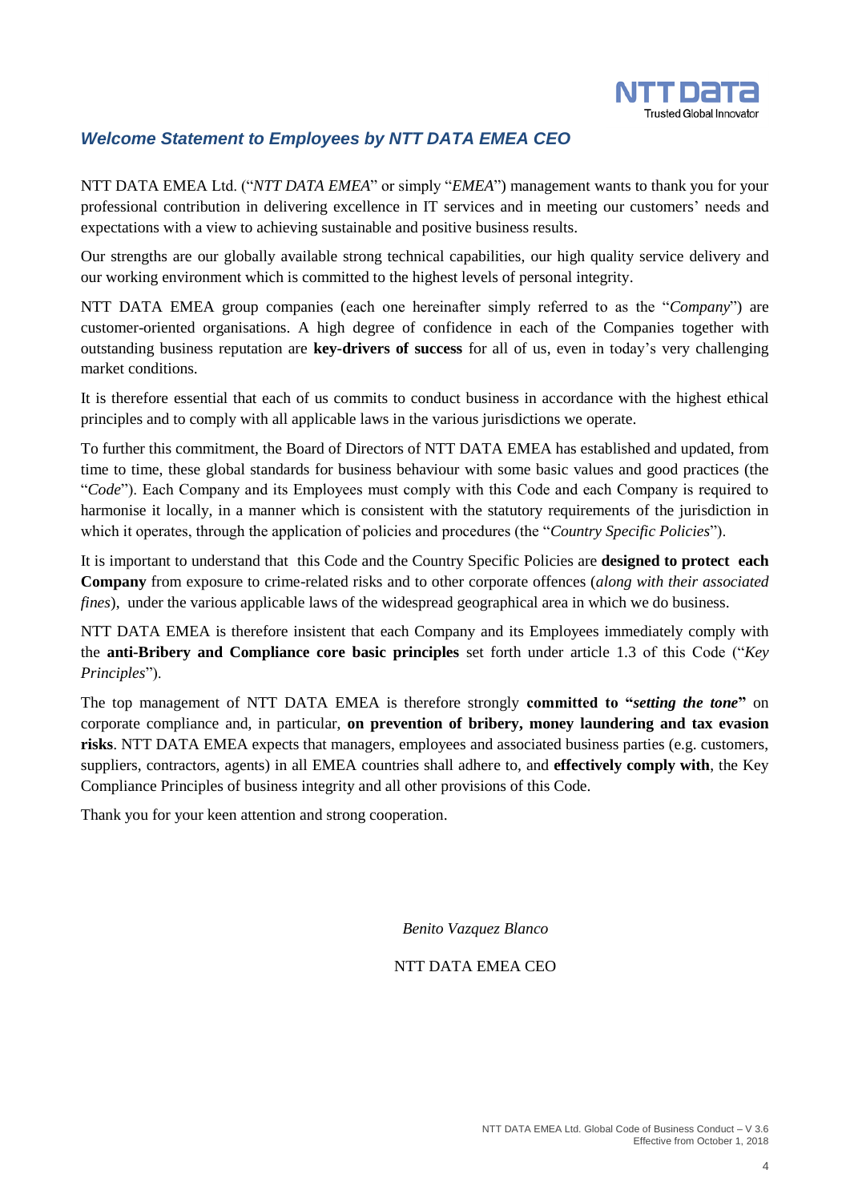## *Welcome Statement to Employees by NTT DATA EMEA CEO*

NTT DATA EMEA Ltd. ("*NTT DATA EMEA*" or simply "*EMEA*") management wants to thank you for your professional contribution in delivering excellence in IT services and in meeting our customers' needs and expectations with a view to achieving sustainable and positive business results.

Our strengths are our globally available strong technical capabilities, our high quality service delivery and our working environment which is committed to the highest levels of personal integrity.

NTT DATA EMEA group companies (each one hereinafter simply referred to as the "*Company*") are customer-oriented organisations. A high degree of confidence in each of the Companies together with outstanding business reputation are **key-drivers of success** for all of us, even in today's very challenging market conditions.

It is therefore essential that each of us commits to conduct business in accordance with the highest ethical principles and to comply with all applicable laws in the various jurisdictions we operate.

To further this commitment, the Board of Directors of NTT DATA EMEA has established and updated, from time to time, these global standards for business behaviour with some basic values and good practices (the "*Code*"). Each Company and its Employees must comply with this Code and each Company is required to harmonise it locally, in a manner which is consistent with the statutory requirements of the jurisdiction in which it operates, through the application of policies and procedures (the "*Country Specific Policies*").

It is important to understand that this Code and the Country Specific Policies are **designed to protect each Company** from exposure to crime-related risks and to other corporate offences (*along with their associated fines*), under the various applicable laws of the widespread geographical area in which we do business.

NTT DATA EMEA is therefore insistent that each Company and its Employees immediately comply with the **anti-Bribery and Compliance core basic principles** set forth under article 1.3 of this Code ("*Key Principles*").

The top management of NTT DATA EMEA is therefore strongly **committed to "*setting the tone*"** on corporate compliance and, in particular, **on prevention of bribery, money laundering and tax evasion risks**. NTT DATA EMEA expects that managers, employees and associated business parties (e.g. customers, suppliers, contractors, agents) in all EMEA countries shall adhere to, and **effectively comply with**, the Key Compliance Principles of business integrity and all other provisions of this Code.

Thank you for your keen attention and strong cooperation.

*Benito Vazquez Blanco*

NTT DATA EMEA CEO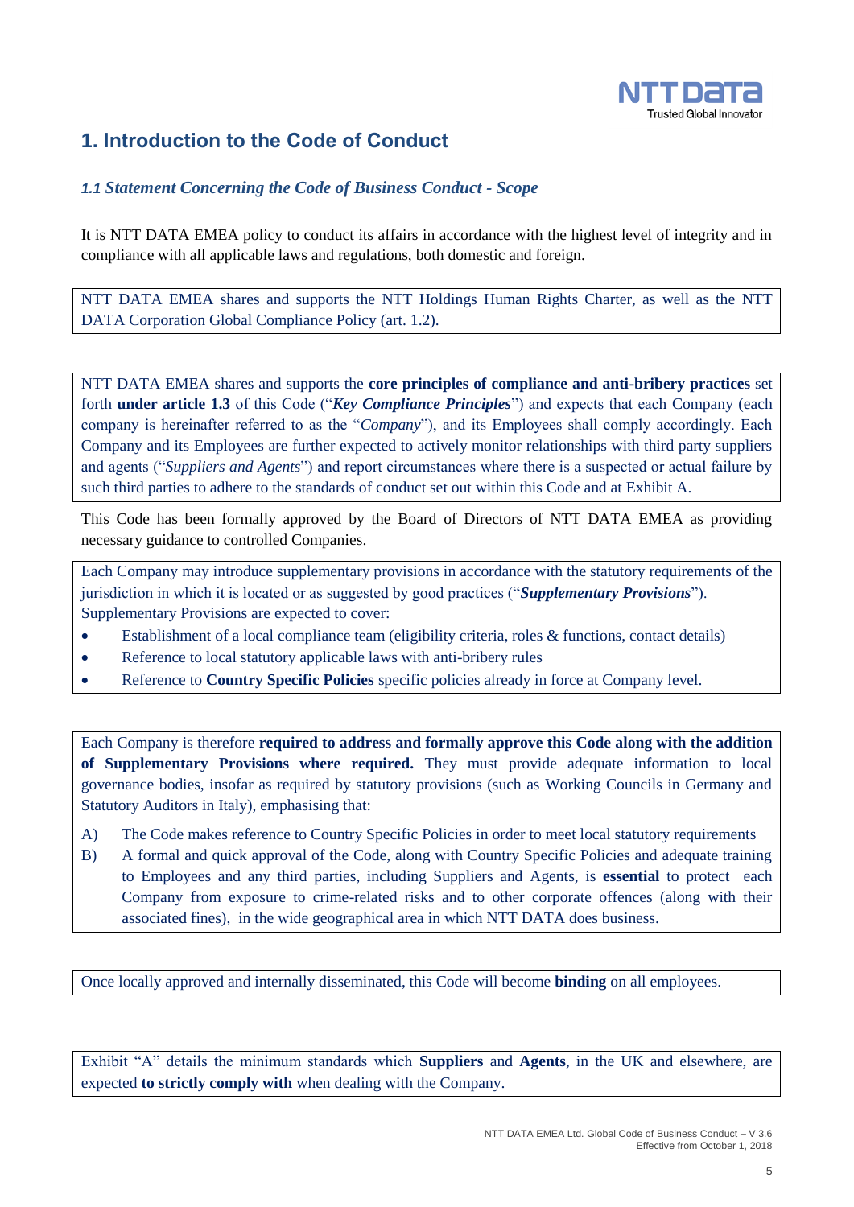# 1. Introduction to the Code of Conduct

### *1.1 Statement Concerning the Code of Business Conduct - Scope*

It is NTT DATA EMEA policy to conduct its affairs in accordance with the highest level of integrity and in compliance with all applicable laws and regulations, both domestic and foreign.

NTT DATA EMEA shares and supports the NTT Holdings Human Rights Charter, as well as the NTT DATA Corporation Global Compliance Policy (art. 1.2).

NTT DATA EMEA shares and supports the **core principles of compliance and anti-bribery practices** set forth **under article 1.3** of this Code ("***Key Compliance Principles***") and expects that each Company (each company is hereinafter referred to as the "*Company*"), and its Employees shall comply accordingly. Each Company and its Employees are further expected to actively monitor relationships with third party suppliers and agents ("*Suppliers and Agents*") and report circumstances where there is a suspected or actual failure by such third parties to adhere to the standards of conduct set out within this Code and at Exhibit A.

This Code has been formally approved by the Board of Directors of NTT DATA EMEA as providing necessary guidance to controlled Companies.

Each Company may introduce supplementary provisions in accordance with the statutory requirements of the jurisdiction in which it is located or as suggested by good practices ("***Supplementary Provisions***"). Supplementary Provisions are expected to cover:

- Establishment of a local compliance team (eligibility criteria, roles & functions, contact details)
- Reference to local statutory applicable laws with anti-bribery rules
- Reference to **Country Specific Policies** specific policies already in force at Company level.

Each Company is therefore **required to address and formally approve this Code along with the addition of Supplementary Provisions where required.** They must provide adequate information to local governance bodies, insofar as required by statutory provisions (such as Working Councils in Germany and Statutory Auditors in Italy), emphasising that:

A) The Code makes reference to Country Specific Policies in order to meet local statutory requirements

B) A formal and quick approval of the Code, along with Country Specific Policies and adequate training to Employees and any third parties, including Suppliers and Agents, is **essential** to protect each Company from exposure to crime-related risks and to other corporate offences (along with their associated fines), in the wide geographical area in which NTT DATA does business.

Once locally approved and internally disseminated, this Code will become **binding** on all employees.

Exhibit "A" details the minimum standards which **Suppliers** and **Agents**, in the UK and elsewhere, are expected **to strictly comply with** when dealing with the Company.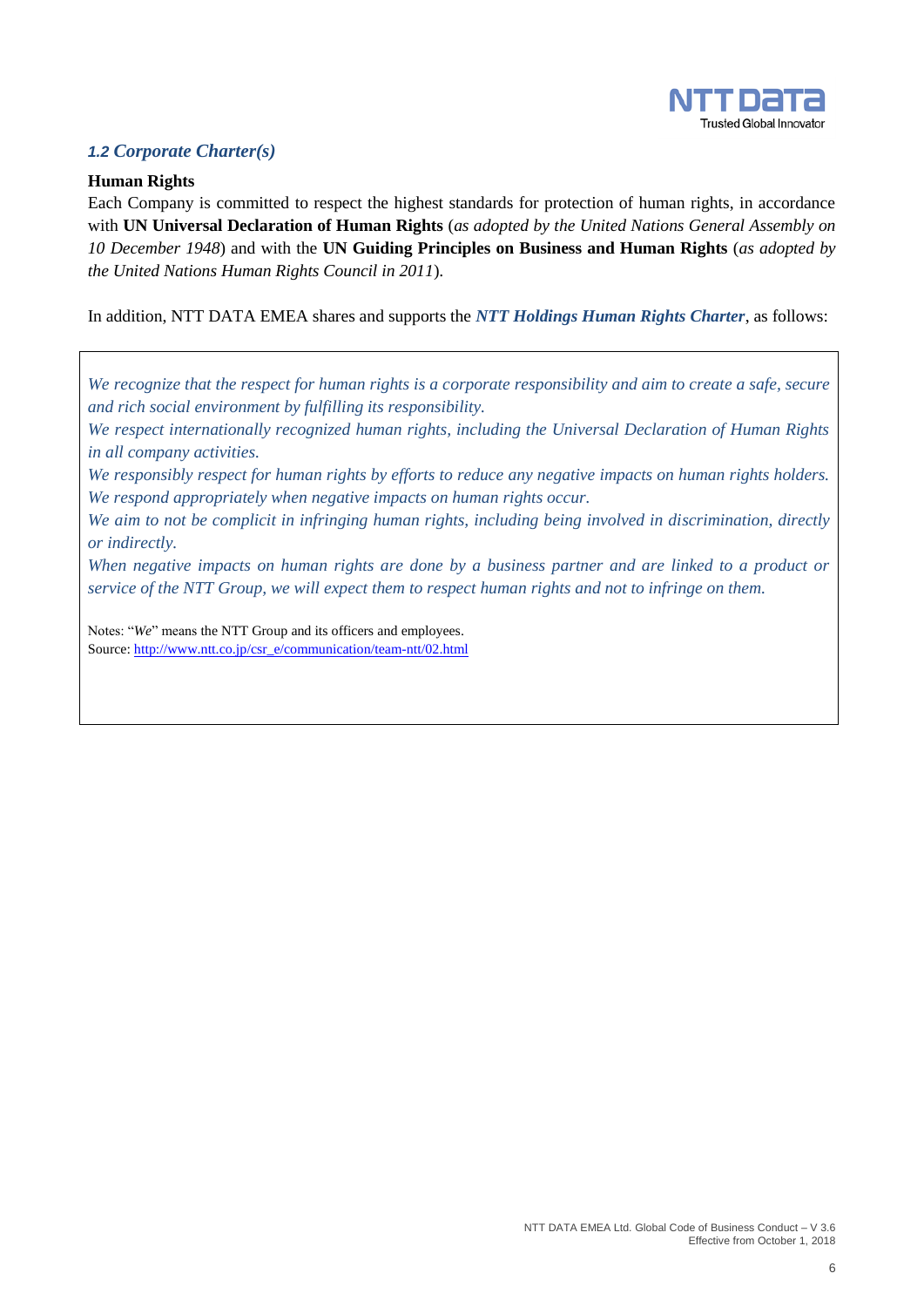### *1.2 Corporate Charter(s)*

**Human Rights**

Each Company is committed to respect the highest standards for protection of human rights, in accordance with **UN Universal Declaration of Human Rights** (*as adopted by the United Nations General Assembly on 10 December 1948*) and with the **UN Guiding Principles on Business and Human Rights** (*as adopted by the United Nations Human Rights Council in 2011*).

In addition, NTT DATA EMEA shares and supports the ***NTT Holdings Human Rights Charter***, as follows:

> *We recognize that the respect for human rights is a corporate responsibility and aim to create a safe, secure and rich social environment by fulfilling its responsibility.*
> *We respect internationally recognized human rights, including the Universal Declaration of Human Rights in all company activities.*
> *We responsibly respect for human rights by efforts to reduce any negative impacts on human rights holders.*
> *We respond appropriately when negative impacts on human rights occur.*
> *We aim to not be complicit in infringing human rights, including being involved in discrimination, directly or indirectly.*
> *When negative impacts on human rights are done by a business partner and are linked to a product or service of the NTT Group, we will expect them to respect human rights and not to infringe on them.*
>
> Notes: "*We*" means the NTT Group and its officers and employees.
> Source: http://www.ntt.co.jp/csr_e/communication/team-ntt/02.html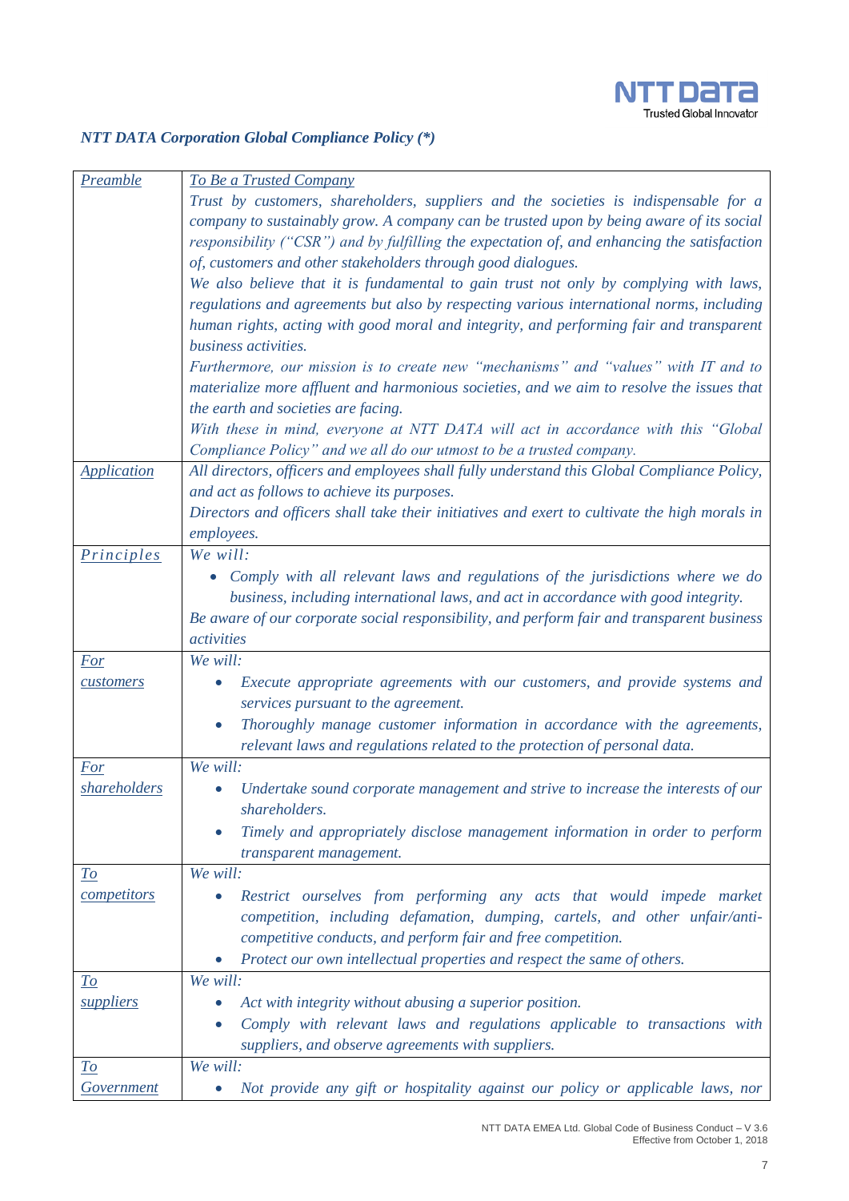*NTT DATA Corporation Global Compliance Policy (*)*

| *Preamble* | *To Be a Trusted Company*<br>*Trust by customers, shareholders, suppliers and the societies is indispensable for a company to sustainably grow. A company can be trusted upon by being aware of its social responsibility ("CSR") and by fulfilling the expectation of, and enhancing the satisfaction of, customers and other stakeholders through good dialogues.*<br>*We also believe that it is fundamental to gain trust not only by complying with laws, regulations and agreements but also by respecting various international norms, including human rights, acting with good moral and integrity, and performing fair and transparent business activities.*<br>*Furthermore, our mission is to create new "mechanisms" and "values" with IT and to materialize more affluent and harmonious societies, and we aim to resolve the issues that the earth and societies are facing.*<br>*With these in mind, everyone at NTT DATA will act in accordance with this "Global Compliance Policy" and we all do our utmost to be a trusted company.* |
|---|---|
| *Application* | *All directors, officers and employees shall fully understand this Global Compliance Policy, and act as follows to achieve its purposes.*<br>*Directors and officers shall take their initiatives and exert to cultivate the high morals in employees.* |
| *Principles* | *We will:*<br>• *Comply with all relevant laws and regulations of the jurisdictions where we do business, including international laws, and act in accordance with good integrity.*<br>*Be aware of our corporate social responsibility, and perform fair and transparent business activities* |
| *For customers* | *We will:*<br>• *Execute appropriate agreements with our customers, and provide systems and services pursuant to the agreement.*<br>• *Thoroughly manage customer information in accordance with the agreements, relevant laws and regulations related to the protection of personal data.* |
| *For shareholders* | *We will:*<br>• *Undertake sound corporate management and strive to increase the interests of our shareholders.*<br>• *Timely and appropriately disclose management information in order to perform transparent management.* |
| *To competitors* | *We will:*<br>• *Restrict ourselves from performing any acts that would impede market competition, including defamation, dumping, cartels, and other unfair/anti-competitive conducts, and perform fair and free competition.*<br>• *Protect our own intellectual properties and respect the same of others.* |
| *To suppliers* | *We will:*<br>• *Act with integrity without abusing a superior position.*<br>• *Comply with relevant laws and regulations applicable to transactions with suppliers, and observe agreements with suppliers.* |
| *To Government* | *We will:*<br>• *Not provide any gift or hospitality against our policy or applicable laws, nor* |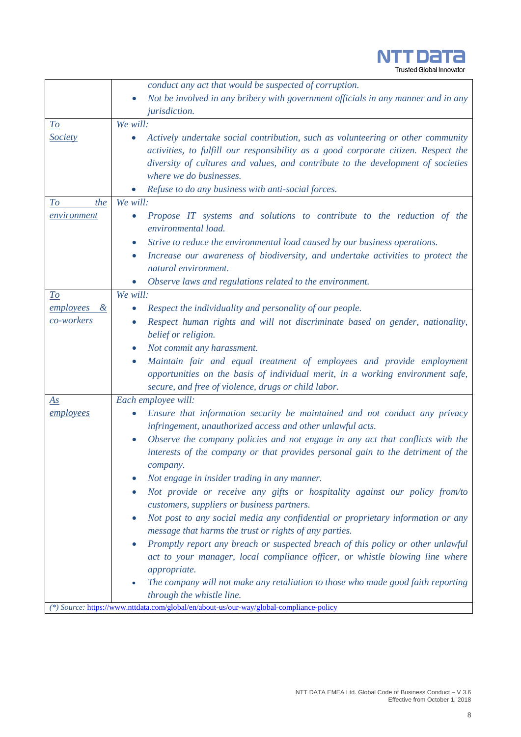| | |
|---|---|
| | *conduct any act that would be suspected of corruption.*<br>• *Not be involved in any bribery with government officials in any manner and in any jurisdiction.* |
| <u>To Society</u> | *We will:*<br>• *Actively undertake social contribution, such as volunteering or other community activities, to fulfill our responsibility as a good corporate citizen. Respect the diversity of cultures and values, and contribute to the development of societies where we do businesses.*<br>• *Refuse to do any business with anti-social forces.* |
| <u>To the environment</u> | *We will:*<br>• *Propose IT systems and solutions to contribute to the reduction of the environmental load.*<br>• *Strive to reduce the environmental load caused by our business operations.*<br>• *Increase our awareness of biodiversity, and undertake activities to protect the natural environment.*<br>• *Observe laws and regulations related to the environment.* |
| <u>To employees & co-workers</u> | *We will:*<br>• *Respect the individuality and personality of our people.*<br>• *Respect human rights and will not discriminate based on gender, nationality, belief or religion.*<br>• *Not commit any harassment.*<br>• *Maintain fair and equal treatment of employees and provide employment opportunities on the basis of individual merit, in a working environment safe, secure, and free of violence, drugs or child labor.* |
| <u>As employees</u> | *Each employee will:*<br>• *Ensure that information security be maintained and not conduct any privacy infringement, unauthorized access and other unlawful acts.*<br>• *Observe the company policies and not engage in any act that conflicts with the interests of the company or that provides personal gain to the detriment of the company.*<br>• *Not engage in insider trading in any manner.*<br>• *Not provide or receive any gifts or hospitality against our policy from/to customers, suppliers or business partners.*<br>• *Not post to any social media any confidential or proprietary information or any message that harms the trust or rights of any parties.*<br>• *Promptly report any breach or suspected breach of this policy or other unlawful act to your manager, local compliance officer, or whistle blowing line where appropriate.*<br>• *The company will not make any retaliation to those who made good faith reporting through the whistle line.* |

*(\*) Source:* https://www.nttdata.com/global/en/about-us/our-way/global-compliance-policy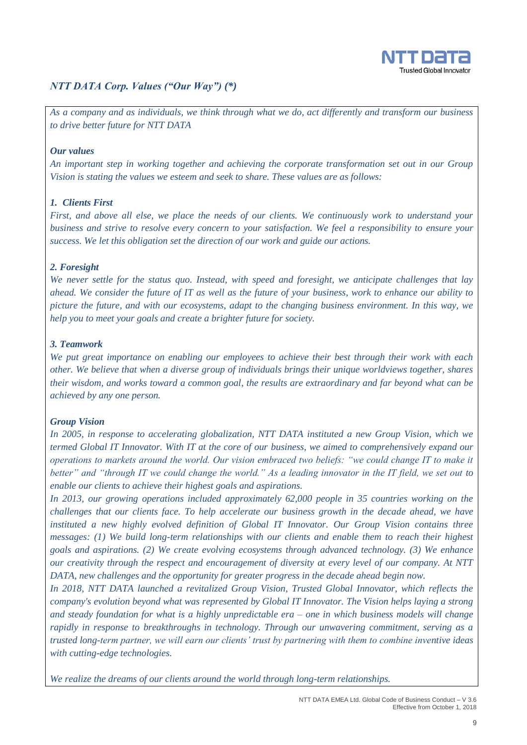## *NTT DATA Corp. Values ("Our Way") (*)*

*As a company and as individuals, we think through what we do, act differently and transform our business to drive better future for NTT DATA*

***Our values***

*An important step in working together and achieving the corporate transformation set out in our Group Vision is stating the values we esteem and seek to share. These values are as follows:*

***1. Clients First***

*First, and above all else, we place the needs of our clients. We continuously work to understand your business and strive to resolve every concern to your satisfaction. We feel a responsibility to ensure your success. We let this obligation set the direction of our work and guide our actions.*

***2. Foresight***

*We never settle for the status quo. Instead, with speed and foresight, we anticipate challenges that lay ahead. We consider the future of IT as well as the future of your business, work to enhance our ability to picture the future, and with our ecosystems, adapt to the changing business environment. In this way, we help you to meet your goals and create a brighter future for society.*

***3. Teamwork***

*We put great importance on enabling our employees to achieve their best through their work with each other. We believe that when a diverse group of individuals brings their unique worldviews together, shares their wisdom, and works toward a common goal, the results are extraordinary and far beyond what can be achieved by any one person.*

***Group Vision***

*In 2005, in response to accelerating globalization, NTT DATA instituted a new Group Vision, which we termed Global IT Innovator. With IT at the core of our business, we aimed to comprehensively expand our operations to markets around the world. Our vision embraced two beliefs: "we could change IT to make it better" and "through IT we could change the world." As a leading innovator in the IT field, we set out to enable our clients to achieve their highest goals and aspirations.*

*In 2013, our growing operations included approximately 62,000 people in 35 countries working on the challenges that our clients face. To help accelerate our business growth in the decade ahead, we have instituted a new highly evolved definition of Global IT Innovator. Our Group Vision contains three messages: (1) We build long-term relationships with our clients and enable them to reach their highest goals and aspirations. (2) We create evolving ecosystems through advanced technology. (3) We enhance our creativity through the respect and encouragement of diversity at every level of our company. At NTT DATA, new challenges and the opportunity for greater progress in the decade ahead begin now.*

*In 2018, NTT DATA launched a revitalized Group Vision, Trusted Global Innovator, which reflects the company's evolution beyond what was represented by Global IT Innovator. The Vision helps laying a strong and steady foundation for what is a highly unpredictable era – one in which business models will change rapidly in response to breakthroughs in technology. Through our unwavering commitment, serving as a trusted long-term partner, we will earn our clients' trust by partnering with them to combine inventive ideas with cutting-edge technologies.*

*We realize the dreams of our clients around the world through long-term relationships.*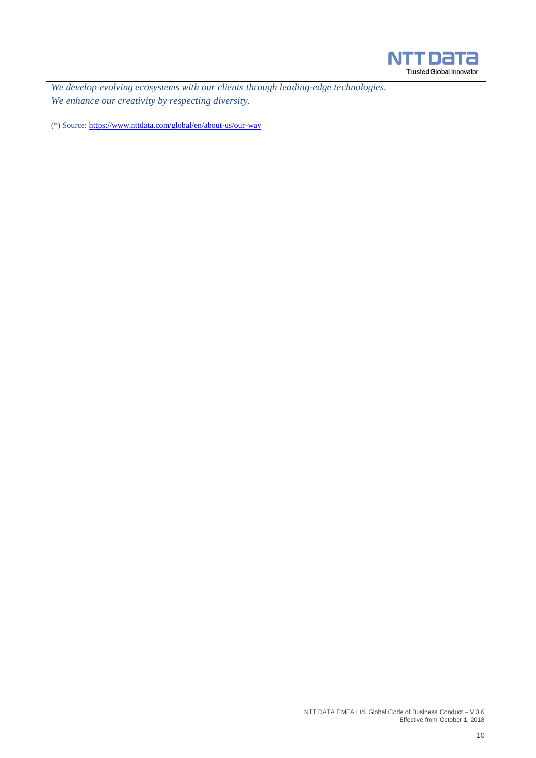*We develop evolving ecosystems with our clients through leading-edge technologies.*
*We enhance our creativity by respecting diversity.*

(*) Source: [https://www.nttdata.com/global/en/about-us/our-way](https://www.nttdata.com/global/en/about-us/our-way)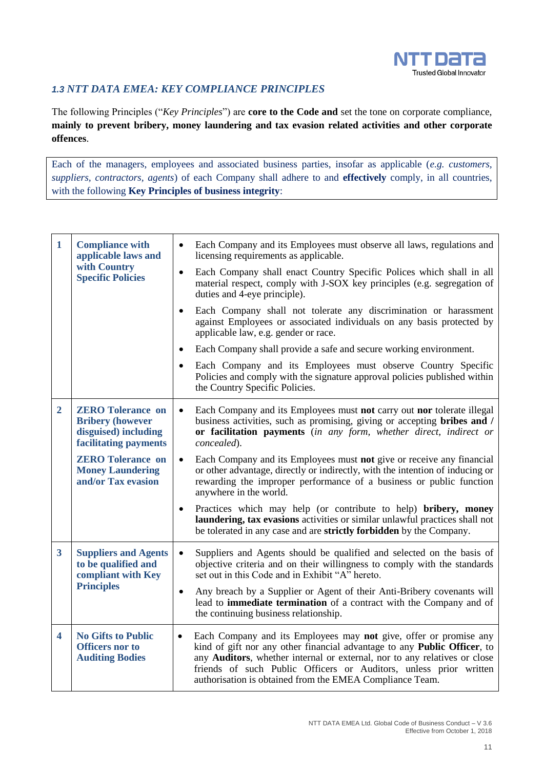### *1.3 NTT DATA EMEA: KEY COMPLIANCE PRINCIPLES*

The following Principles ("*Key Principles*") are **core to the Code and** set the tone on corporate compliance, **mainly to prevent bribery, money laundering and tax evasion related activities and other corporate offences**.

Each of the managers, employees and associated business parties, insofar as applicable (*e.g. customers, suppliers, contractors, agents*) of each Company shall adhere to and **effectively** comply, in all countries, with the following **Key Principles of business integrity**:

| | | |
|---|---|---|
| **1** | **Compliance with applicable laws and with Country Specific Policies** | • Each Company and its Employees must observe all laws, regulations and licensing requirements as applicable.<br>• Each Company shall enact Country Specific Polices which shall in all material respect, comply with J-SOX key principles (e.g. segregation of duties and 4-eye principle).<br>• Each Company shall not tolerate any discrimination or harassment against Employees or associated individuals on any basis protected by applicable law, e.g. gender or race.<br>• Each Company shall provide a safe and secure working environment.<br>• Each Company and its Employees must observe Country Specific Policies and comply with the signature approval policies published within the Country Specific Policies. |
| **2** | **ZERO Tolerance on Bribery (however disguised) including facilitating payments**<br><br>**ZERO Tolerance on Money Laundering and/or Tax evasion** | • Each Company and its Employees must **not** carry out **nor** tolerate illegal business activities, such as promising, giving or accepting **bribes and / or facilitation payments** (*in any form, whether direct, indirect or concealed*).<br>• Each Company and its Employees must **not** give or receive any financial or other advantage, directly or indirectly, with the intention of inducing or rewarding the improper performance of a business or public function anywhere in the world.<br>• Practices which may help (or contribute to help) **bribery, money laundering, tax evasions** activities or similar unlawful practices shall not be tolerated in any case and are **strictly forbidden** by the Company. |
| **3** | **Suppliers and Agents to be qualified and compliant with Key Principles** | • Suppliers and Agents should be qualified and selected on the basis of objective criteria and on their willingness to comply with the standards set out in this Code and in Exhibit "A" hereto.<br>• Any breach by a Supplier or Agent of their Anti-Bribery covenants will lead to **immediate termination** of a contract with the Company and of the continuing business relationship. |
| **4** | **No Gifts to Public Officers nor to Auditing Bodies** | • Each Company and its Employees may **not** give, offer or promise any kind of gift nor any other financial advantage to any **Public Officer**, to any **Auditors**, whether internal or external, nor to any relatives or close friends of such Public Officers or Auditors, unless prior written authorisation is obtained from the EMEA Compliance Team. |

NTT DATA EMEA Ltd. Global Code of Business Conduct – V 3.6
Effective from October 1, 2018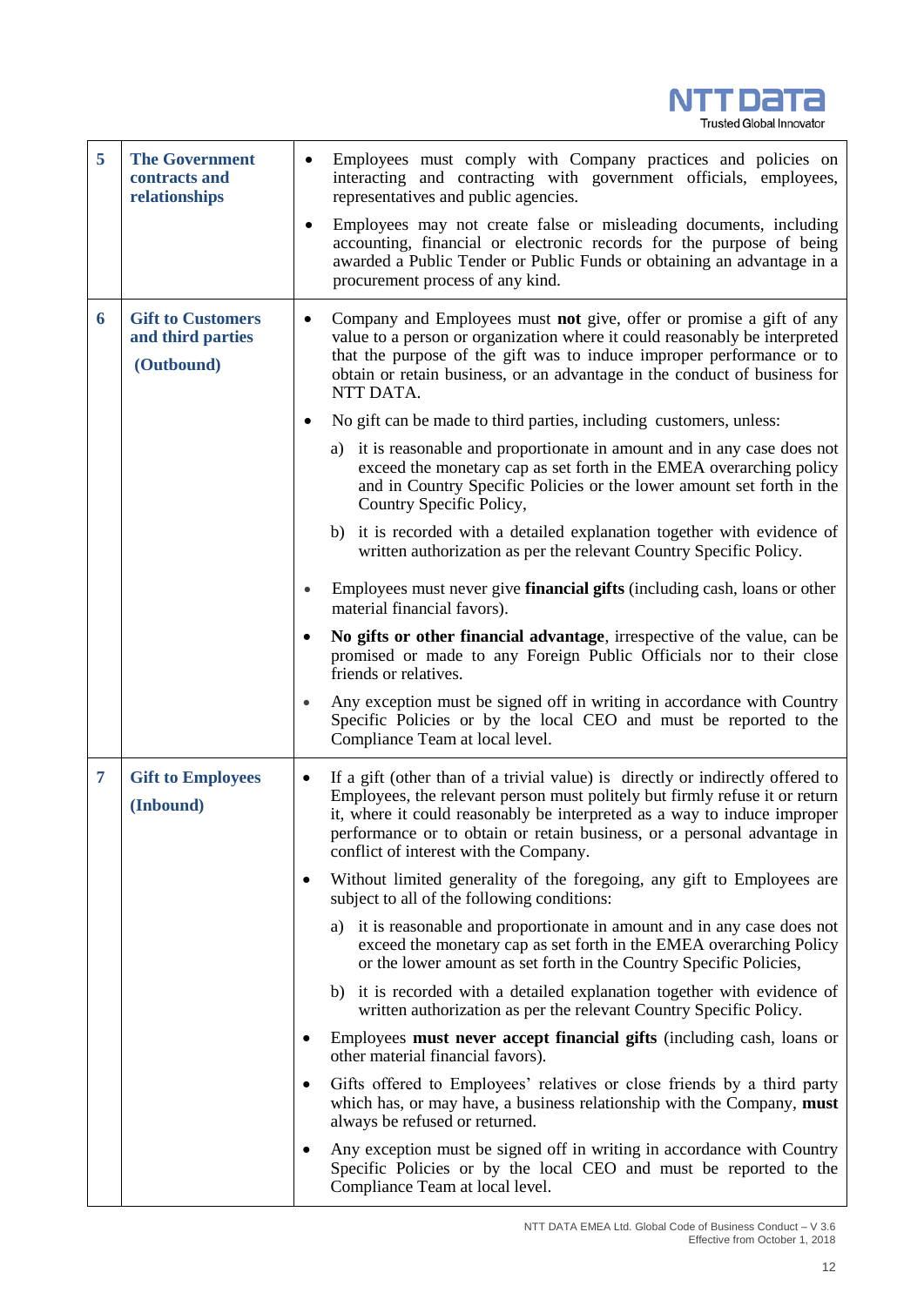| | | |
|---|---|---|
| **5** | **The Government contracts and relationships** | • Employees must comply with Company practices and policies on interacting and contracting with government officials, employees, representatives and public agencies.<br>• Employees may not create false or misleading documents, including accounting, financial or electronic records for the purpose of being awarded a Public Tender or Public Funds or obtaining an advantage in a procurement process of any kind. |
| **6** | **Gift to Customers and third parties**<br><br>**(Outbound)** | • Company and Employees must **not** give, offer or promise a gift of any value to a person or organization where it could reasonably be interpreted that the purpose of the gift was to induce improper performance or to obtain or retain business, or an advantage in the conduct of business for NTT DATA.<br>• No gift can be made to third parties, including customers, unless:<br>a) it is reasonable and proportionate in amount and in any case does not exceed the monetary cap as set forth in the EMEA overarching policy and in Country Specific Policies or the lower amount set forth in the Country Specific Policy,<br>b) it is recorded with a detailed explanation together with evidence of written authorization as per the relevant Country Specific Policy.<br>• Employees must never give **financial gifts** (including cash, loans or other material financial favors).<br>• **No gifts or other financial advantage**, irrespective of the value, can be promised or made to any Foreign Public Officials nor to their close friends or relatives.<br>• Any exception must be signed off in writing in accordance with Country Specific Policies or by the local CEO and must be reported to the Compliance Team at local level. |
| **7** | **Gift to Employees**<br><br>**(Inbound)** | • If a gift (other than of a trivial value) is directly or indirectly offered to Employees, the relevant person must politely but firmly refuse it or return it, where it could reasonably be interpreted as a way to induce improper performance or to obtain or retain business, or a personal advantage in conflict of interest with the Company.<br>• Without limited generality of the foregoing, any gift to Employees are subject to all of the following conditions:<br>a) it is reasonable and proportionate in amount and in any case does not exceed the monetary cap as set forth in the EMEA overarching Policy or the lower amount as set forth in the Country Specific Policies,<br>b) it is recorded with a detailed explanation together with evidence of written authorization as per the relevant Country Specific Policy.<br>• Employees **must never accept financial gifts** (including cash, loans or other material financial favors).<br>• Gifts offered to Employees' relatives or close friends by a third party which has, or may have, a business relationship with the Company, **must** always be refused or returned.<br>• Any exception must be signed off in writing in accordance with Country Specific Policies or by the local CEO and must be reported to the Compliance Team at local level. |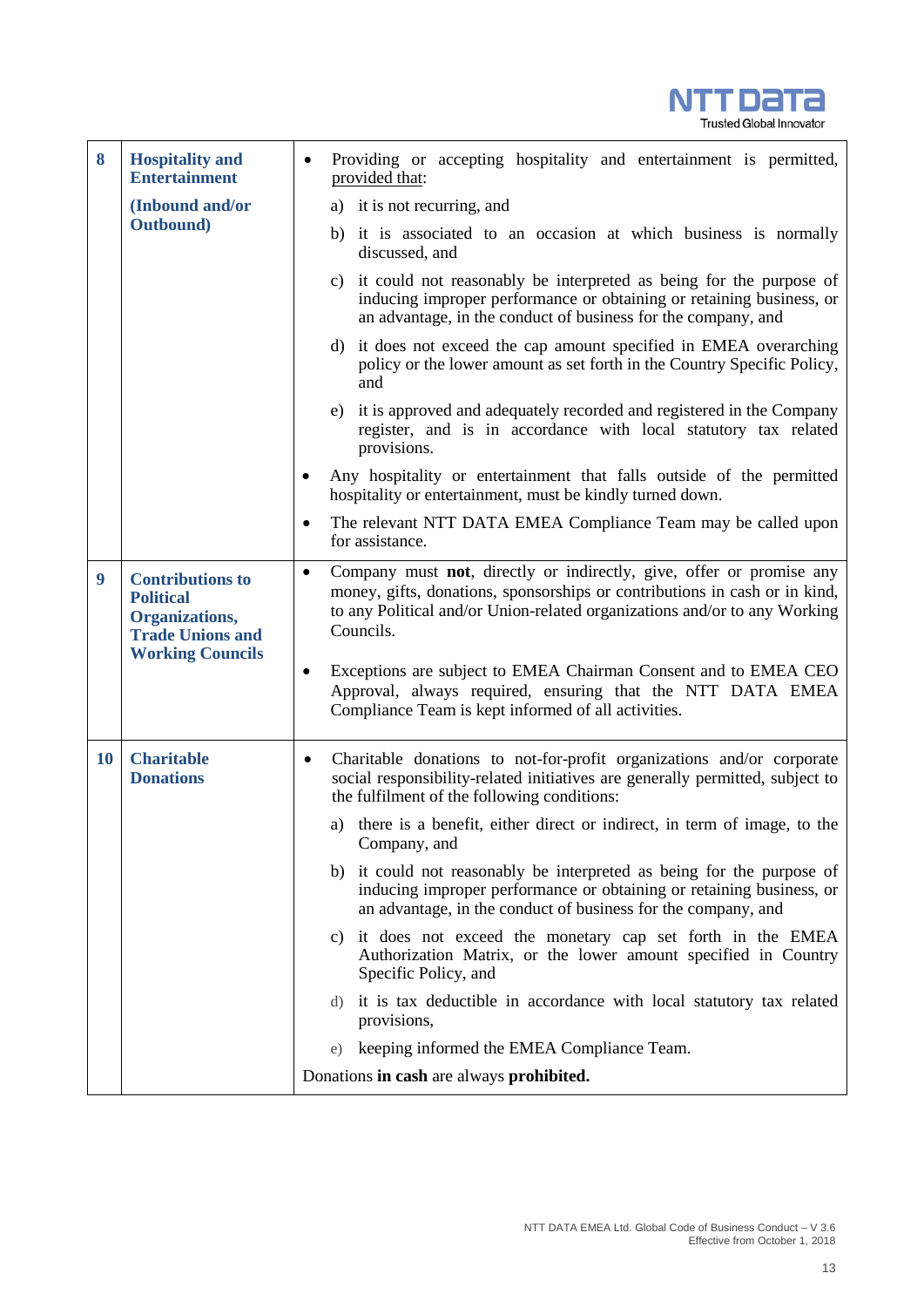| 8 | **Hospitality and Entertainment**<br><br>**(Inbound and/or Outbound)** | • Providing or accepting hospitality and entertainment is permitted, <u>provided that</u>:<br>a) it is not recurring, and<br>b) it is associated to an occasion at which business is normally discussed, and<br>c) it could not reasonably be interpreted as being for the purpose of inducing improper performance or obtaining or retaining business, or an advantage, in the conduct of business for the company, and<br>d) it does not exceed the cap amount specified in EMEA overarching policy or the lower amount as set forth in the Country Specific Policy, and<br>e) it is approved and adequately recorded and registered in the Company register, and is in accordance with local statutory tax related provisions.<br>• Any hospitality or entertainment that falls outside of the permitted hospitality or entertainment, must be kindly turned down.<br>• The relevant NTT DATA EMEA Compliance Team may be called upon for assistance. |
|---|---|---|
| 9 | **Contributions to Political Organizations, Trade Unions and Working Councils** | • Company must **not**, directly or indirectly, give, offer or promise any money, gifts, donations, sponsorships or contributions in cash or in kind, to any Political and/or Union-related organizations and/or to any Working Councils.<br>• Exceptions are subject to EMEA Chairman Consent and to EMEA CEO Approval, always required, ensuring that the NTT DATA EMEA Compliance Team is kept informed of all activities. |
| 10 | **Charitable Donations** | • Charitable donations to not-for-profit organizations and/or corporate social responsibility-related initiatives are generally permitted, subject to the fulfilment of the following conditions:<br>a) there is a benefit, either direct or indirect, in term of image, to the Company, and<br>b) it could not reasonably be interpreted as being for the purpose of inducing improper performance or obtaining or retaining business, or an advantage, in the conduct of business for the company, and<br>c) it does not exceed the monetary cap set forth in the EMEA Authorization Matrix, or the lower amount specified in Country Specific Policy, and<br>d) it is tax deductible in accordance with local statutory tax related provisions,<br>e) keeping informed the EMEA Compliance Team.<br>Donations **in cash** are always **prohibited.** |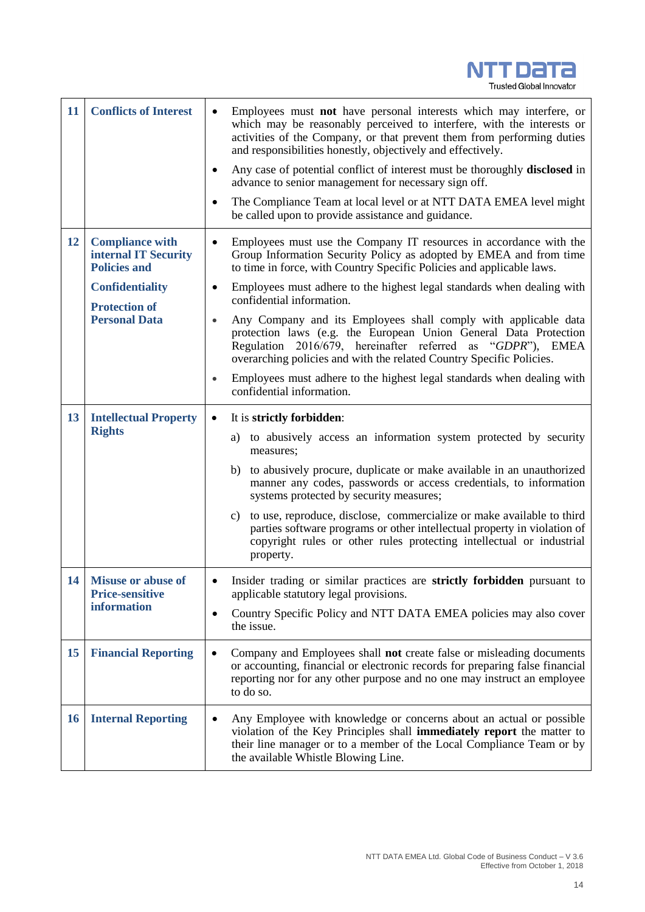| | | |
|---|---|---|
| **11** | **Conflicts of Interest** | • Employees must **not** have personal interests which may interfere, or which may be reasonably perceived to interfere, with the interests or activities of the Company, or that prevent them from performing duties and responsibilities honestly, objectively and effectively.<br>• Any case of potential conflict of interest must be thoroughly **disclosed** in advance to senior management for necessary sign off.<br>• The Compliance Team at local level or at NTT DATA EMEA level might be called upon to provide assistance and guidance. |
| **12** | **Compliance with internal IT Security Policies and**<br><br>**Confidentiality**<br><br>**Protection of Personal Data** | • Employees must use the Company IT resources in accordance with the Group Information Security Policy as adopted by EMEA and from time to time in force, with Country Specific Policies and applicable laws.<br>• Employees must adhere to the highest legal standards when dealing with confidential information.<br>• Any Company and its Employees shall comply with applicable data protection laws (e.g. the European Union General Data Protection Regulation 2016/679, hereinafter referred as "*GDPR*"), EMEA overarching policies and with the related Country Specific Policies.<br>• Employees must adhere to the highest legal standards when dealing with confidential information. |
| **13** | **Intellectual Property Rights** | • It is **strictly forbidden**:<br>a) to abusively access an information system protected by security measures;<br>b) to abusively procure, duplicate or make available in an unauthorized manner any codes, passwords or access credentials, to information systems protected by security measures;<br>c) to use, reproduce, disclose, commercialize or make available to third parties software programs or other intellectual property in violation of copyright rules or other rules protecting intellectual or industrial property. |
| **14** | **Misuse or abuse of Price-sensitive information** | • Insider trading or similar practices are **strictly forbidden** pursuant to applicable statutory legal provisions.<br>• Country Specific Policy and NTT DATA EMEA policies may also cover the issue. |
| **15** | **Financial Reporting** | • Company and Employees shall **not** create false or misleading documents or accounting, financial or electronic records for preparing false financial reporting nor for any other purpose and no one may instruct an employee to do so. |
| **16** | **Internal Reporting** | • Any Employee with knowledge or concerns about an actual or possible violation of the Key Principles shall **immediately report** the matter to their line manager or to a member of the Local Compliance Team or by the available Whistle Blowing Line. |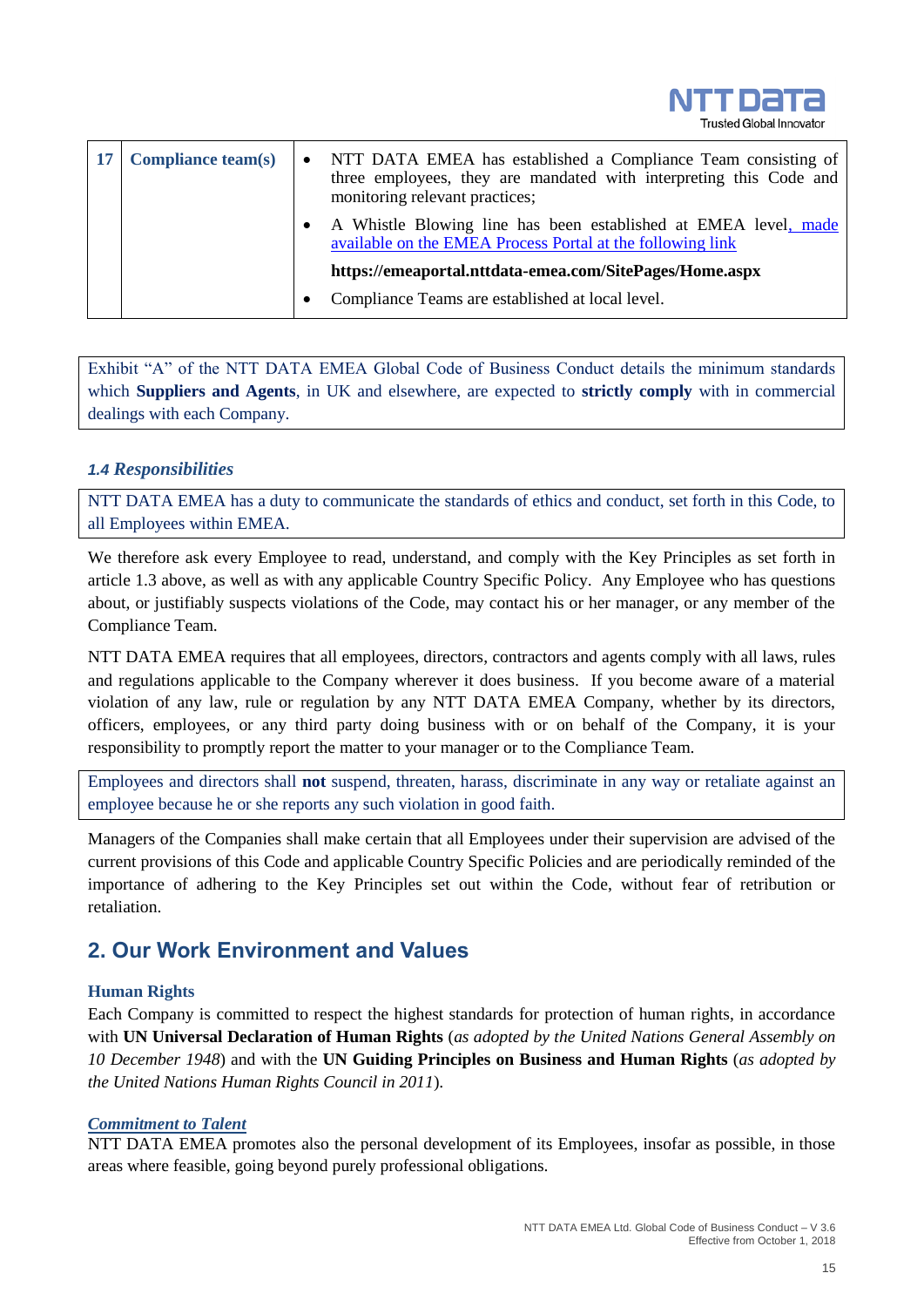| 17 | **Compliance team(s)** | <ul><li>NTT DATA EMEA has established a Compliance Team consisting of three employees, they are mandated with interpreting this Code and monitoring relevant practices;</li><li>A Whistle Blowing line has been established at EMEA level, made available on the EMEA Process Portal at the following link<br>**https://emeaportal.nttdata-emea.com/SitePages/Home.aspx**</li><li>Compliance Teams are established at local level.</li></ul> |
|---|---|---|

Exhibit "A" of the NTT DATA EMEA Global Code of Business Conduct details the minimum standards which **Suppliers and Agents**, in UK and elsewhere, are expected to **strictly comply** with in commercial dealings with each Company.

### *1.4 Responsibilities*

NTT DATA EMEA has a duty to communicate the standards of ethics and conduct, set forth in this Code, to all Employees within EMEA.

We therefore ask every Employee to read, understand, and comply with the Key Principles as set forth in article 1.3 above, as well as with any applicable Country Specific Policy. Any Employee who has questions about, or justifiably suspects violations of the Code, may contact his or her manager, or any member of the Compliance Team.

NTT DATA EMEA requires that all employees, directors, contractors and agents comply with all laws, rules and regulations applicable to the Company wherever it does business. If you become aware of a material violation of any law, rule or regulation by any NTT DATA EMEA Company, whether by its directors, officers, employees, or any third party doing business with or on behalf of the Company, it is your responsibility to promptly report the matter to your manager or to the Compliance Team.

Employees and directors shall **not** suspend, threaten, harass, discriminate in any way or retaliate against an employee because he or she reports any such violation in good faith.

Managers of the Companies shall make certain that all Employees under their supervision are advised of the current provisions of this Code and applicable Country Specific Policies and are periodically reminded of the importance of adhering to the Key Principles set out within the Code, without fear of retribution or retaliation.

## 2. Our Work Environment and Values

### Human Rights

Each Company is committed to respect the highest standards for protection of human rights, in accordance with **UN Universal Declaration of Human Rights** (*as adopted by the United Nations General Assembly on 10 December 1948*) and with the **UN Guiding Principles on Business and Human Rights** (*as adopted by the United Nations Human Rights Council in 2011*).

### *Commitment to Talent*

NTT DATA EMEA promotes also the personal development of its Employees, insofar as possible, in those areas where feasible, going beyond purely professional obligations.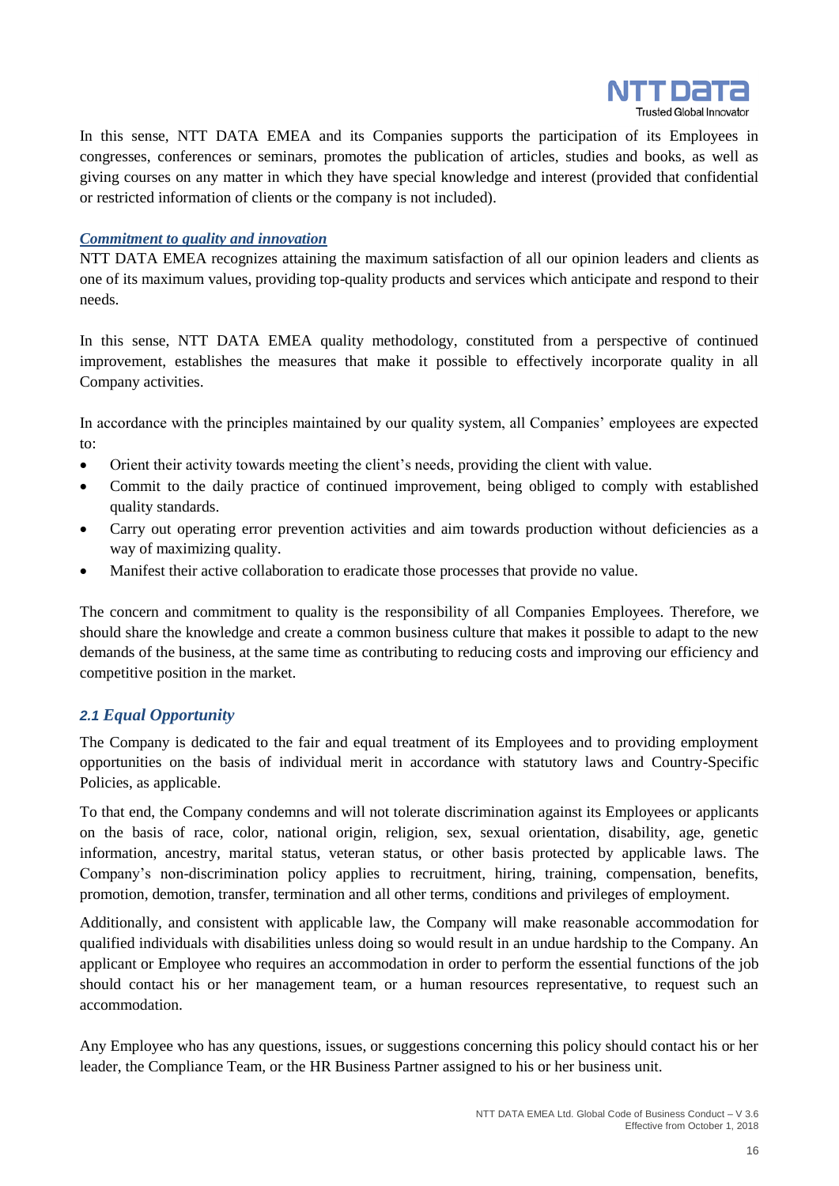In this sense, NTT DATA EMEA and its Companies supports the participation of its Employees in congresses, conferences or seminars, promotes the publication of articles, studies and books, as well as giving courses on any matter in which they have special knowledge and interest (provided that confidential or restricted information of clients or the company is not included).

***Commitment to quality and innovation***

NTT DATA EMEA recognizes attaining the maximum satisfaction of all our opinion leaders and clients as one of its maximum values, providing top-quality products and services which anticipate and respond to their needs.

In this sense, NTT DATA EMEA quality methodology, constituted from a perspective of continued improvement, establishes the measures that make it possible to effectively incorporate quality in all Company activities.

In accordance with the principles maintained by our quality system, all Companies' employees are expected to:

- Orient their activity towards meeting the client's needs, providing the client with value.
- Commit to the daily practice of continued improvement, being obliged to comply with established quality standards.
- Carry out operating error prevention activities and aim towards production without deficiencies as a way of maximizing quality.
- Manifest their active collaboration to eradicate those processes that provide no value.

The concern and commitment to quality is the responsibility of all Companies Employees. Therefore, we should share the knowledge and create a common business culture that makes it possible to adapt to the new demands of the business, at the same time as contributing to reducing costs and improving our efficiency and competitive position in the market.

### *2.1 Equal Opportunity*

The Company is dedicated to the fair and equal treatment of its Employees and to providing employment opportunities on the basis of individual merit in accordance with statutory laws and Country-Specific Policies, as applicable.

To that end, the Company condemns and will not tolerate discrimination against its Employees or applicants on the basis of race, color, national origin, religion, sex, sexual orientation, disability, age, genetic information, ancestry, marital status, veteran status, or other basis protected by applicable laws. The Company's non-discrimination policy applies to recruitment, hiring, training, compensation, benefits, promotion, demotion, transfer, termination and all other terms, conditions and privileges of employment.

Additionally, and consistent with applicable law, the Company will make reasonable accommodation for qualified individuals with disabilities unless doing so would result in an undue hardship to the Company. An applicant or Employee who requires an accommodation in order to perform the essential functions of the job should contact his or her management team, or a human resources representative, to request such an accommodation.

Any Employee who has any questions, issues, or suggestions concerning this policy should contact his or her leader, the Compliance Team, or the HR Business Partner assigned to his or her business unit.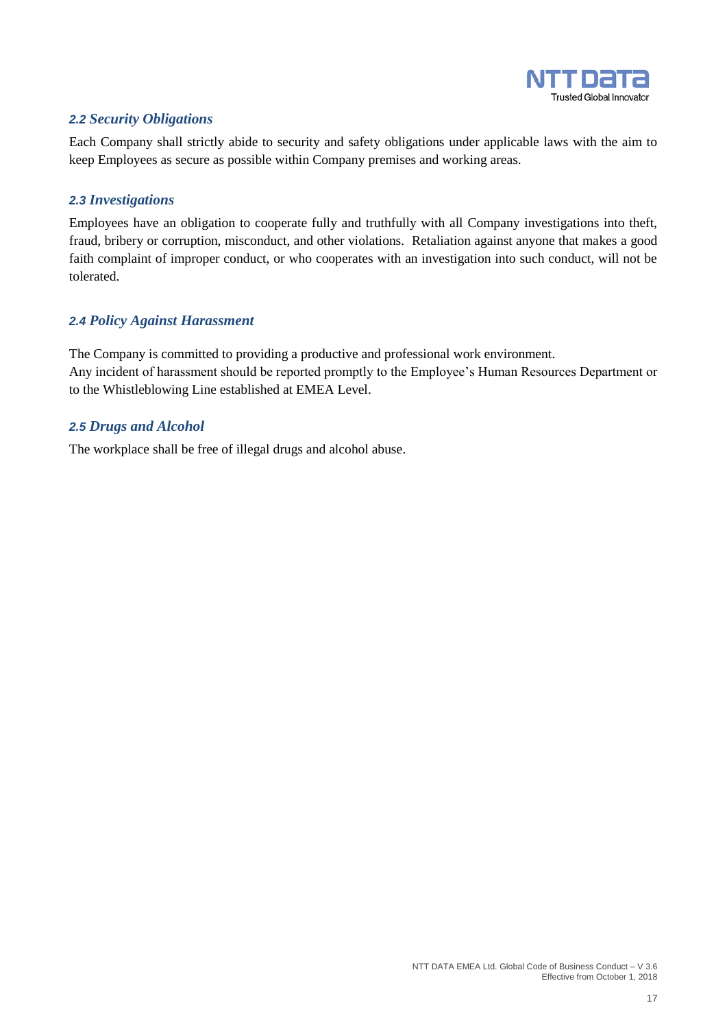### *2.2 Security Obligations*

Each Company shall strictly abide to security and safety obligations under applicable laws with the aim to keep Employees as secure as possible within Company premises and working areas.

### *2.3 Investigations*

Employees have an obligation to cooperate fully and truthfully with all Company investigations into theft, fraud, bribery or corruption, misconduct, and other violations. Retaliation against anyone that makes a good faith complaint of improper conduct, or who cooperates with an investigation into such conduct, will not be tolerated.

### *2.4 Policy Against Harassment*

The Company is committed to providing a productive and professional work environment.
Any incident of harassment should be reported promptly to the Employee's Human Resources Department or to the Whistleblowing Line established at EMEA Level.

### *2.5 Drugs and Alcohol*

The workplace shall be free of illegal drugs and alcohol abuse.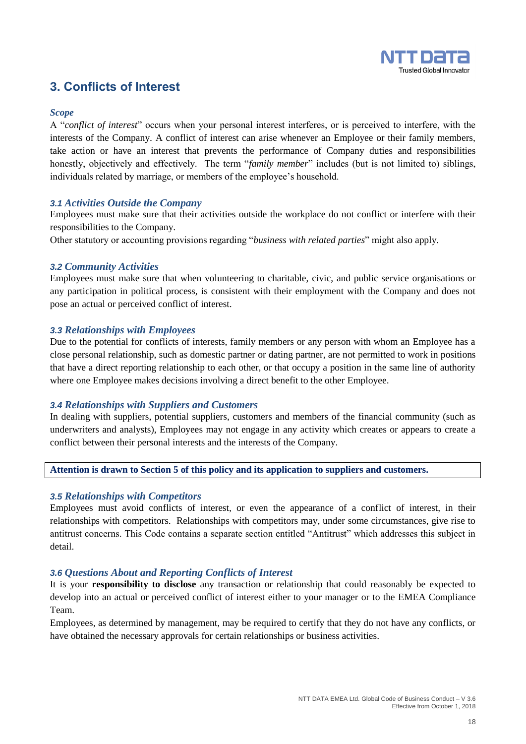## 3. Conflicts of Interest

### *Scope*

A "*conflict of interest*" occurs when your personal interest interferes, or is perceived to interfere, with the interests of the Company. A conflict of interest can arise whenever an Employee or their family members, take action or have an interest that prevents the performance of Company duties and responsibilities honestly, objectively and effectively. The term "*family member*" includes (but is not limited to) siblings, individuals related by marriage, or members of the employee's household.

### *3.1 Activities Outside the Company*

Employees must make sure that their activities outside the workplace do not conflict or interfere with their responsibilities to the Company.

Other statutory or accounting provisions regarding "*business with related parties*" might also apply.

### *3.2 Community Activities*

Employees must make sure that when volunteering to charitable, civic, and public service organisations or any participation in political process, is consistent with their employment with the Company and does not pose an actual or perceived conflict of interest.

### *3.3 Relationships with Employees*

Due to the potential for conflicts of interests, family members or any person with whom an Employee has a close personal relationship, such as domestic partner or dating partner, are not permitted to work in positions that have a direct reporting relationship to each other, or that occupy a position in the same line of authority where one Employee makes decisions involving a direct benefit to the other Employee.

### *3.4 Relationships with Suppliers and Customers*

In dealing with suppliers, potential suppliers, customers and members of the financial community (such as underwriters and analysts), Employees may not engage in any activity which creates or appears to create a conflict between their personal interests and the interests of the Company.

**Attention is drawn to Section 5 of this policy and its application to suppliers and customers.**

### *3.5 Relationships with Competitors*

Employees must avoid conflicts of interest, or even the appearance of a conflict of interest, in their relationships with competitors. Relationships with competitors may, under some circumstances, give rise to antitrust concerns. This Code contains a separate section entitled "Antitrust" which addresses this subject in detail.

### *3.6 Questions About and Reporting Conflicts of Interest*

It is your **responsibility to disclose** any transaction or relationship that could reasonably be expected to develop into an actual or perceived conflict of interest either to your manager or to the EMEA Compliance Team.

Employees, as determined by management, may be required to certify that they do not have any conflicts, or have obtained the necessary approvals for certain relationships or business activities.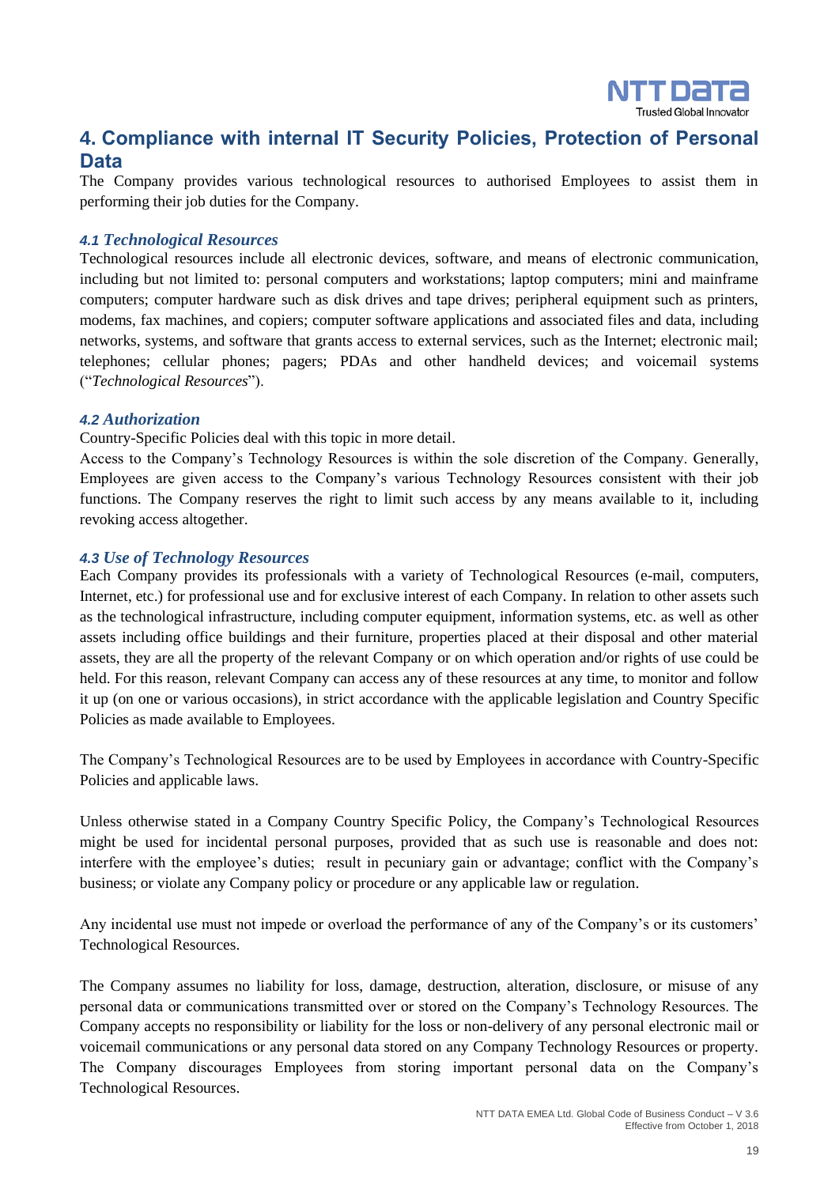## 4. Compliance with internal IT Security Policies, Protection of Personal Data

The Company provides various technological resources to authorised Employees to assist them in performing their job duties for the Company.

### *4.1 Technological Resources*

Technological resources include all electronic devices, software, and means of electronic communication, including but not limited to: personal computers and workstations; laptop computers; mini and mainframe computers; computer hardware such as disk drives and tape drives; peripheral equipment such as printers, modems, fax machines, and copiers; computer software applications and associated files and data, including networks, systems, and software that grants access to external services, such as the Internet; electronic mail; telephones; cellular phones; pagers; PDAs and other handheld devices; and voicemail systems ("*Technological Resources*").

### *4.2 Authorization*

Country-Specific Policies deal with this topic in more detail.

Access to the Company's Technology Resources is within the sole discretion of the Company. Generally, Employees are given access to the Company's various Technology Resources consistent with their job functions. The Company reserves the right to limit such access by any means available to it, including revoking access altogether.

### *4.3 Use of Technology Resources*

Each Company provides its professionals with a variety of Technological Resources (e-mail, computers, Internet, etc.) for professional use and for exclusive interest of each Company. In relation to other assets such as the technological infrastructure, including computer equipment, information systems, etc. as well as other assets including office buildings and their furniture, properties placed at their disposal and other material assets, they are all the property of the relevant Company or on which operation and/or rights of use could be held. For this reason, relevant Company can access any of these resources at any time, to monitor and follow it up (on one or various occasions), in strict accordance with the applicable legislation and Country Specific Policies as made available to Employees.

The Company's Technological Resources are to be used by Employees in accordance with Country-Specific Policies and applicable laws.

Unless otherwise stated in a Company Country Specific Policy, the Company's Technological Resources might be used for incidental personal purposes, provided that as such use is reasonable and does not: interfere with the employee's duties; result in pecuniary gain or advantage; conflict with the Company's business; or violate any Company policy or procedure or any applicable law or regulation.

Any incidental use must not impede or overload the performance of any of the Company's or its customers' Technological Resources.

The Company assumes no liability for loss, damage, destruction, alteration, disclosure, or misuse of any personal data or communications transmitted over or stored on the Company's Technology Resources. The Company accepts no responsibility or liability for the loss or non-delivery of any personal electronic mail or voicemail communications or any personal data stored on any Company Technology Resources or property. The Company discourages Employees from storing important personal data on the Company's Technological Resources.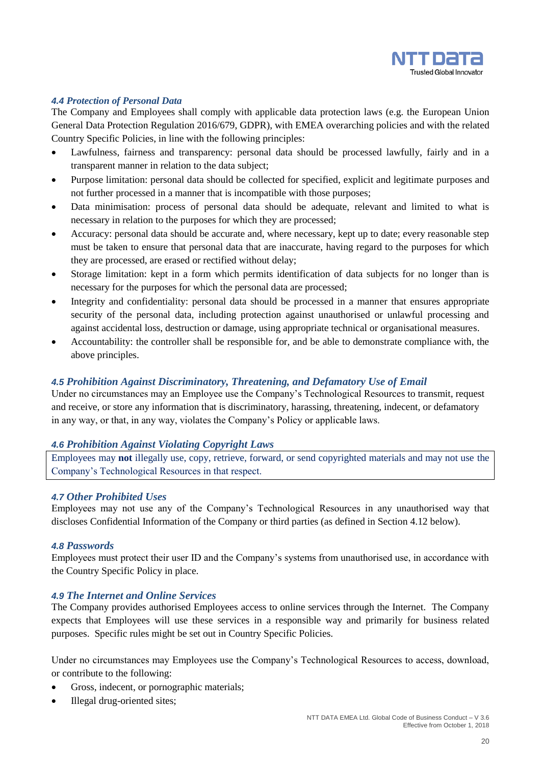### *4.4 Protection of Personal Data*

The Company and Employees shall comply with applicable data protection laws (e.g. the European Union General Data Protection Regulation 2016/679, GDPR), with EMEA overarching policies and with the related Country Specific Policies, in line with the following principles:

- Lawfulness, fairness and transparency: personal data should be processed lawfully, fairly and in a transparent manner in relation to the data subject;
- Purpose limitation: personal data should be collected for specified, explicit and legitimate purposes and not further processed in a manner that is incompatible with those purposes;
- Data minimisation: process of personal data should be adequate, relevant and limited to what is necessary in relation to the purposes for which they are processed;
- Accuracy: personal data should be accurate and, where necessary, kept up to date; every reasonable step must be taken to ensure that personal data that are inaccurate, having regard to the purposes for which they are processed, are erased or rectified without delay;
- Storage limitation: kept in a form which permits identification of data subjects for no longer than is necessary for the purposes for which the personal data are processed;
- Integrity and confidentiality: personal data should be processed in a manner that ensures appropriate security of the personal data, including protection against unauthorised or unlawful processing and against accidental loss, destruction or damage, using appropriate technical or organisational measures.
- Accountability: the controller shall be responsible for, and be able to demonstrate compliance with, the above principles.

### *4.5 Prohibition Against Discriminatory, Threatening, and Defamatory Use of Email*

Under no circumstances may an Employee use the Company's Technological Resources to transmit, request and receive, or store any information that is discriminatory, harassing, threatening, indecent, or defamatory in any way, or that, in any way, violates the Company's Policy or applicable laws.

### *4.6 Prohibition Against Violating Copyright Laws*

Employees may **not** illegally use, copy, retrieve, forward, or send copyrighted materials and may not use the Company's Technological Resources in that respect.

### *4.7 Other Prohibited Uses*

Employees may not use any of the Company's Technological Resources in any unauthorised way that discloses Confidential Information of the Company or third parties (as defined in Section 4.12 below).

### *4.8 Passwords*

Employees must protect their user ID and the Company's systems from unauthorised use, in accordance with the Country Specific Policy in place.

### *4.9 The Internet and Online Services*

The Company provides authorised Employees access to online services through the Internet. The Company expects that Employees will use these services in a responsible way and primarily for business related purposes. Specific rules might be set out in Country Specific Policies.

Under no circumstances may Employees use the Company's Technological Resources to access, download, or contribute to the following:

- Gross, indecent, or pornographic materials;
- Illegal drug-oriented sites;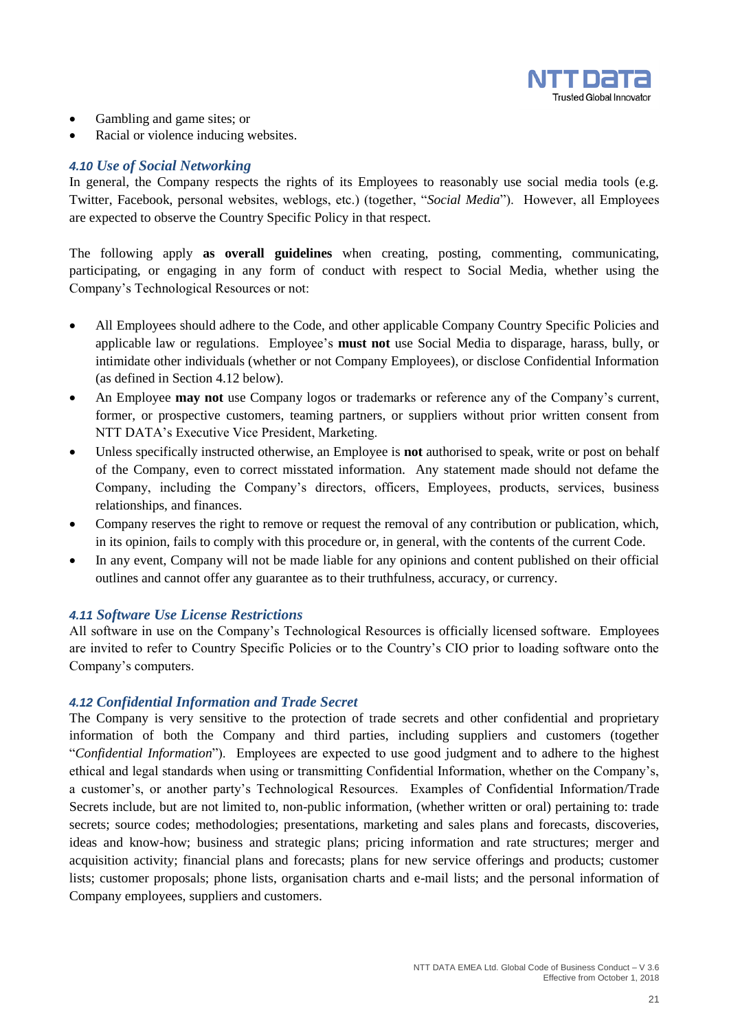- Gambling and game sites; or
- Racial or violence inducing websites.

### *4.10 Use of Social Networking*

In general, the Company respects the rights of its Employees to reasonably use social media tools (e.g. Twitter, Facebook, personal websites, weblogs, etc.) (together, "*Social Media*"). However, all Employees are expected to observe the Country Specific Policy in that respect.

The following apply **as overall guidelines** when creating, posting, commenting, communicating, participating, or engaging in any form of conduct with respect to Social Media, whether using the Company's Technological Resources or not:

- All Employees should adhere to the Code, and other applicable Company Country Specific Policies and applicable law or regulations. Employee's **must not** use Social Media to disparage, harass, bully, or intimidate other individuals (whether or not Company Employees), or disclose Confidential Information (as defined in Section 4.12 below).
- An Employee **may not** use Company logos or trademarks or reference any of the Company's current, former, or prospective customers, teaming partners, or suppliers without prior written consent from NTT DATA's Executive Vice President, Marketing.
- Unless specifically instructed otherwise, an Employee is **not** authorised to speak, write or post on behalf of the Company, even to correct misstated information. Any statement made should not defame the Company, including the Company's directors, officers, Employees, products, services, business relationships, and finances.
- Company reserves the right to remove or request the removal of any contribution or publication, which, in its opinion, fails to comply with this procedure or, in general, with the contents of the current Code.
- In any event, Company will not be made liable for any opinions and content published on their official outlines and cannot offer any guarantee as to their truthfulness, accuracy, or currency.

### *4.11 Software Use License Restrictions*

All software in use on the Company's Technological Resources is officially licensed software. Employees are invited to refer to Country Specific Policies or to the Country's CIO prior to loading software onto the Company's computers.

### *4.12 Confidential Information and Trade Secret*

The Company is very sensitive to the protection of trade secrets and other confidential and proprietary information of both the Company and third parties, including suppliers and customers (together "*Confidential Information*"). Employees are expected to use good judgment and to adhere to the highest ethical and legal standards when using or transmitting Confidential Information, whether on the Company's, a customer's, or another party's Technological Resources. Examples of Confidential Information/Trade Secrets include, but are not limited to, non-public information, (whether written or oral) pertaining to: trade secrets; source codes; methodologies; presentations, marketing and sales plans and forecasts, discoveries, ideas and know-how; business and strategic plans; pricing information and rate structures; merger and acquisition activity; financial plans and forecasts; plans for new service offerings and products; customer lists; customer proposals; phone lists, organisation charts and e-mail lists; and the personal information of Company employees, suppliers and customers.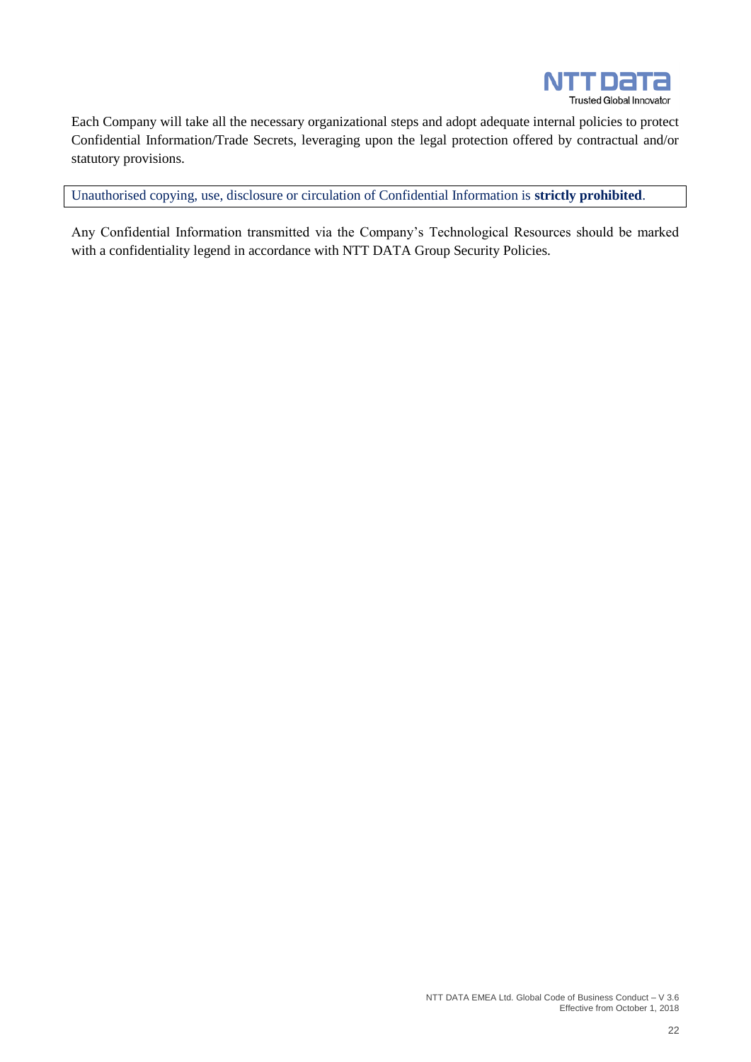Each Company will take all the necessary organizational steps and adopt adequate internal policies to protect Confidential Information/Trade Secrets, leveraging upon the legal protection offered by contractual and/or statutory provisions.

Unauthorised copying, use, disclosure or circulation of Confidential Information is **strictly prohibited**.

Any Confidential Information transmitted via the Company's Technological Resources should be marked with a confidentiality legend in accordance with NTT DATA Group Security Policies.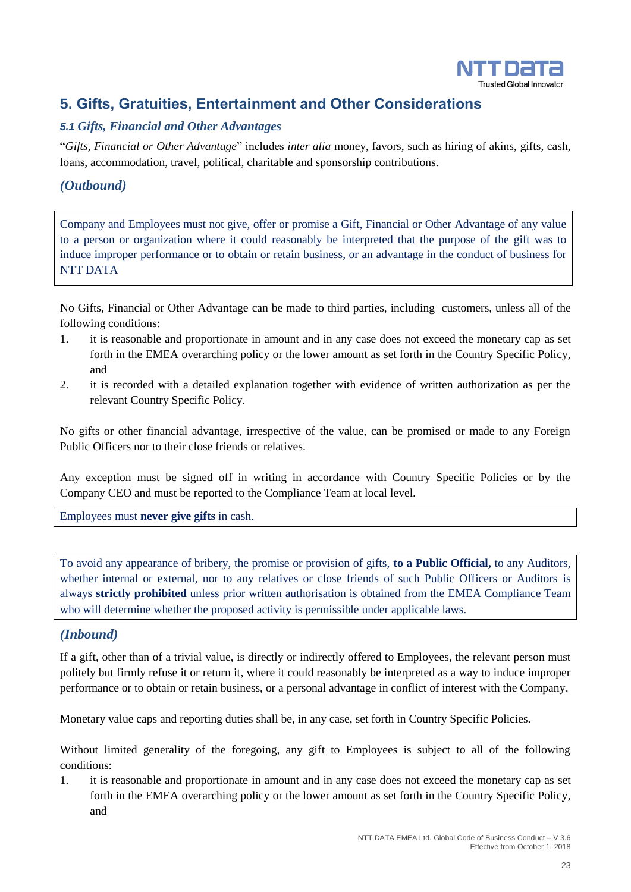## 5. Gifts, Gratuities, Entertainment and Other Considerations

### *5.1 Gifts, Financial and Other Advantages*

"*Gifts, Financial or Other Advantage*" includes *inter alia* money, favors, such as hiring of akins, gifts, cash, loans, accommodation, travel, political, charitable and sponsorship contributions.

### *(Outbound)*

Company and Employees must not give, offer or promise a Gift, Financial or Other Advantage of any value to a person or organization where it could reasonably be interpreted that the purpose of the gift was to induce improper performance or to obtain or retain business, or an advantage in the conduct of business for NTT DATA

No Gifts, Financial or Other Advantage can be made to third parties, including customers, unless all of the following conditions:

1. it is reasonable and proportionate in amount and in any case does not exceed the monetary cap as set forth in the EMEA overarching policy or the lower amount as set forth in the Country Specific Policy, and
2. it is recorded with a detailed explanation together with evidence of written authorization as per the relevant Country Specific Policy.

No gifts or other financial advantage, irrespective of the value, can be promised or made to any Foreign Public Officers nor to their close friends or relatives.

Any exception must be signed off in writing in accordance with Country Specific Policies or by the Company CEO and must be reported to the Compliance Team at local level.

Employees must **never give gifts** in cash.

To avoid any appearance of bribery, the promise or provision of gifts, **to a Public Official,** to any Auditors, whether internal or external, nor to any relatives or close friends of such Public Officers or Auditors is always **strictly prohibited** unless prior written authorisation is obtained from the EMEA Compliance Team who will determine whether the proposed activity is permissible under applicable laws.

### *(Inbound)*

If a gift, other than of a trivial value, is directly or indirectly offered to Employees, the relevant person must politely but firmly refuse it or return it, where it could reasonably be interpreted as a way to induce improper performance or to obtain or retain business, or a personal advantage in conflict of interest with the Company.

Monetary value caps and reporting duties shall be, in any case, set forth in Country Specific Policies.

Without limited generality of the foregoing, any gift to Employees is subject to all of the following conditions:

1. it is reasonable and proportionate in amount and in any case does not exceed the monetary cap as set forth in the EMEA overarching policy or the lower amount as set forth in the Country Specific Policy, and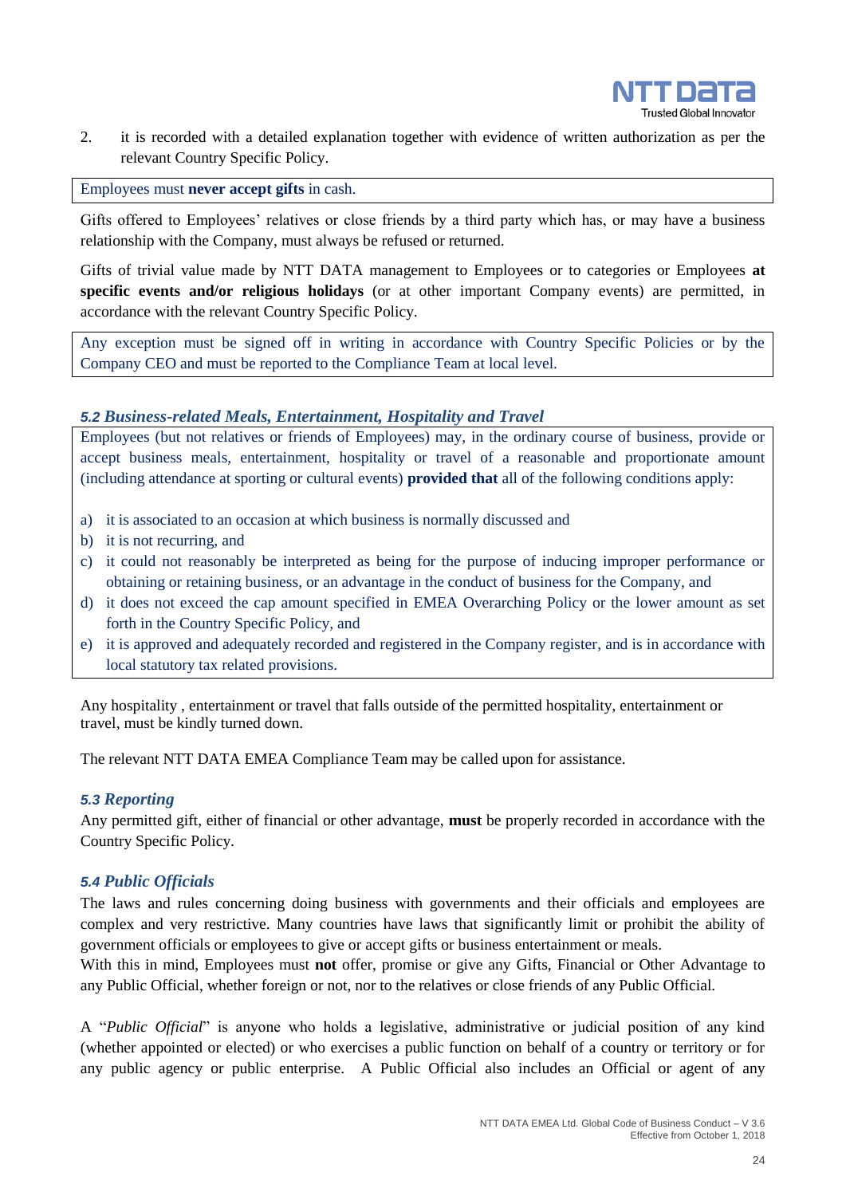2. it is recorded with a detailed explanation together with evidence of written authorization as per the relevant Country Specific Policy.

Employees must **never accept gifts** in cash.

Gifts offered to Employees' relatives or close friends by a third party which has, or may have a business relationship with the Company, must always be refused or returned.

Gifts of trivial value made by NTT DATA management to Employees or to categories or Employees **at specific events and/or religious holidays** (or at other important Company events) are permitted, in accordance with the relevant Country Specific Policy.

Any exception must be signed off in writing in accordance with Country Specific Policies or by the Company CEO and must be reported to the Compliance Team at local level.

### *5.2 Business-related Meals, Entertainment, Hospitality and Travel*

Employees (but not relatives or friends of Employees) may, in the ordinary course of business, provide or accept business meals, entertainment, hospitality or travel of a reasonable and proportionate amount (including attendance at sporting or cultural events) **provided that** all of the following conditions apply:

a) it is associated to an occasion at which business is normally discussed and
b) it is not recurring, and
c) it could not reasonably be interpreted as being for the purpose of inducing improper performance or obtaining or retaining business, or an advantage in the conduct of business for the Company, and
d) it does not exceed the cap amount specified in EMEA Overarching Policy or the lower amount as set forth in the Country Specific Policy, and
e) it is approved and adequately recorded and registered in the Company register, and is in accordance with local statutory tax related provisions.

Any hospitality , entertainment or travel that falls outside of the permitted hospitality, entertainment or travel, must be kindly turned down.

The relevant NTT DATA EMEA Compliance Team may be called upon for assistance.

### *5.3 Reporting*

Any permitted gift, either of financial or other advantage, **must** be properly recorded in accordance with the Country Specific Policy.

### *5.4 Public Officials*

The laws and rules concerning doing business with governments and their officials and employees are complex and very restrictive. Many countries have laws that significantly limit or prohibit the ability of government officials or employees to give or accept gifts or business entertainment or meals.
With this in mind, Employees must **not** offer, promise or give any Gifts, Financial or Other Advantage to any Public Official, whether foreign or not, nor to the relatives or close friends of any Public Official.

A "*Public Official*" is anyone who holds a legislative, administrative or judicial position of any kind (whether appointed or elected) or who exercises a public function on behalf of a country or territory or for any public agency or public enterprise. A Public Official also includes an Official or agent of any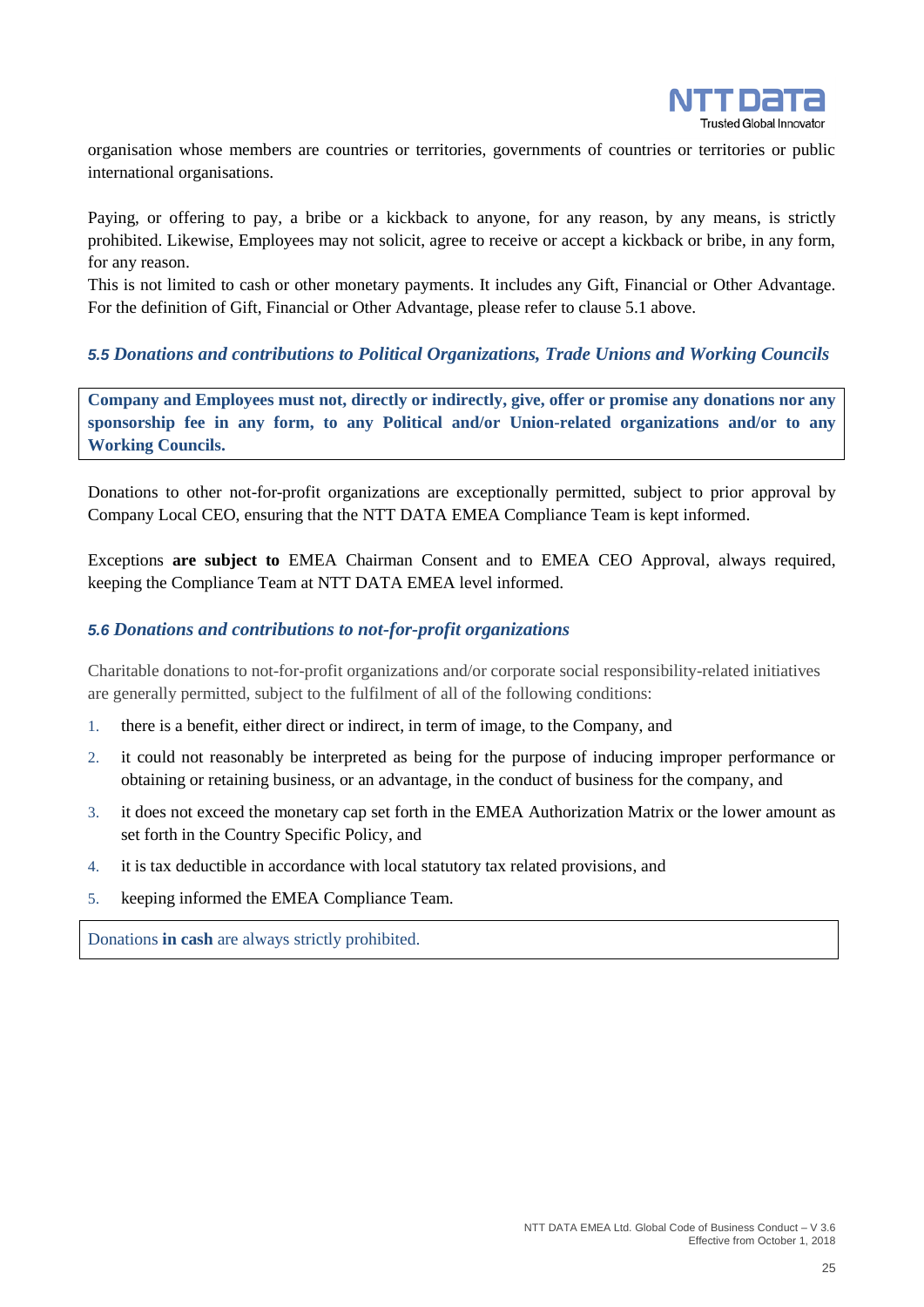organisation whose members are countries or territories, governments of countries or territories or public international organisations.

Paying, or offering to pay, a bribe or a kickback to anyone, for any reason, by any means, is strictly prohibited. Likewise, Employees may not solicit, agree to receive or accept a kickback or bribe, in any form, for any reason.
This is not limited to cash or other monetary payments. It includes any Gift, Financial or Other Advantage. For the definition of Gift, Financial or Other Advantage, please refer to clause 5.1 above.

### *5.5 Donations and contributions to Political Organizations, Trade Unions and Working Councils*

**Company and Employees must not, directly or indirectly, give, offer or promise any donations nor any sponsorship fee in any form, to any Political and/or Union-related organizations and/or to any Working Councils.**

Donations to other not-for-profit organizations are exceptionally permitted, subject to prior approval by Company Local CEO, ensuring that the NTT DATA EMEA Compliance Team is kept informed.

Exceptions **are subject to** EMEA Chairman Consent and to EMEA CEO Approval, always required, keeping the Compliance Team at NTT DATA EMEA level informed.

### *5.6 Donations and contributions to not-for-profit organizations*

Charitable donations to not-for-profit organizations and/or corporate social responsibility-related initiatives are generally permitted, subject to the fulfilment of all of the following conditions:

1. there is a benefit, either direct or indirect, in term of image, to the Company, and
2. it could not reasonably be interpreted as being for the purpose of inducing improper performance or obtaining or retaining business, or an advantage, in the conduct of business for the company, and
3. it does not exceed the monetary cap set forth in the EMEA Authorization Matrix or the lower amount as set forth in the Country Specific Policy, and
4. it is tax deductible in accordance with local statutory tax related provisions, and
5. keeping informed the EMEA Compliance Team.

Donations **in cash** are always strictly prohibited.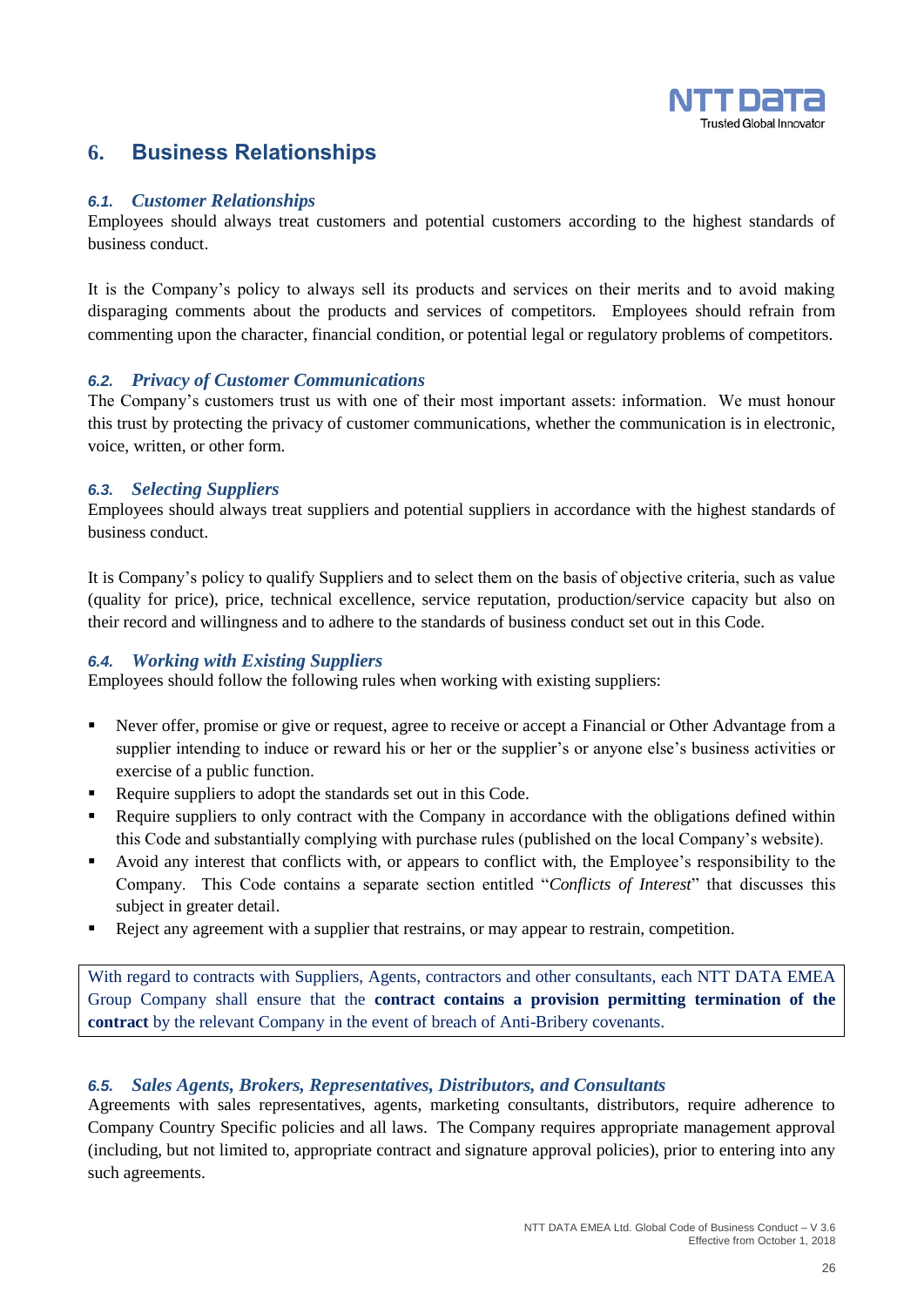## 6. Business Relationships

### *6.1. Customer Relationships*

Employees should always treat customers and potential customers according to the highest standards of business conduct.

It is the Company's policy to always sell its products and services on their merits and to avoid making disparaging comments about the products and services of competitors. Employees should refrain from commenting upon the character, financial condition, or potential legal or regulatory problems of competitors.

### *6.2. Privacy of Customer Communications*

The Company's customers trust us with one of their most important assets: information. We must honour this trust by protecting the privacy of customer communications, whether the communication is in electronic, voice, written, or other form.

### *6.3. Selecting Suppliers*

Employees should always treat suppliers and potential suppliers in accordance with the highest standards of business conduct.

It is Company's policy to qualify Suppliers and to select them on the basis of objective criteria, such as value (quality for price), price, technical excellence, service reputation, production/service capacity but also on their record and willingness and to adhere to the standards of business conduct set out in this Code.

### *6.4. Working with Existing Suppliers*

Employees should follow the following rules when working with existing suppliers:

- Never offer, promise or give or request, agree to receive or accept a Financial or Other Advantage from a supplier intending to induce or reward his or her or the supplier's or anyone else's business activities or exercise of a public function.
- Require suppliers to adopt the standards set out in this Code.
- Require suppliers to only contract with the Company in accordance with the obligations defined within this Code and substantially complying with purchase rules (published on the local Company's website).
- Avoid any interest that conflicts with, or appears to conflict with, the Employee's responsibility to the Company. This Code contains a separate section entitled "*Conflicts of Interest*" that discusses this subject in greater detail.
- Reject any agreement with a supplier that restrains, or may appear to restrain, competition.

With regard to contracts with Suppliers, Agents, contractors and other consultants, each NTT DATA EMEA Group Company shall ensure that the **contract contains a provision permitting termination of the contract** by the relevant Company in the event of breach of Anti-Bribery covenants.

### *6.5. Sales Agents, Brokers, Representatives, Distributors, and Consultants*

Agreements with sales representatives, agents, marketing consultants, distributors, require adherence to Company Country Specific policies and all laws. The Company requires appropriate management approval (including, but not limited to, appropriate contract and signature approval policies), prior to entering into any such agreements.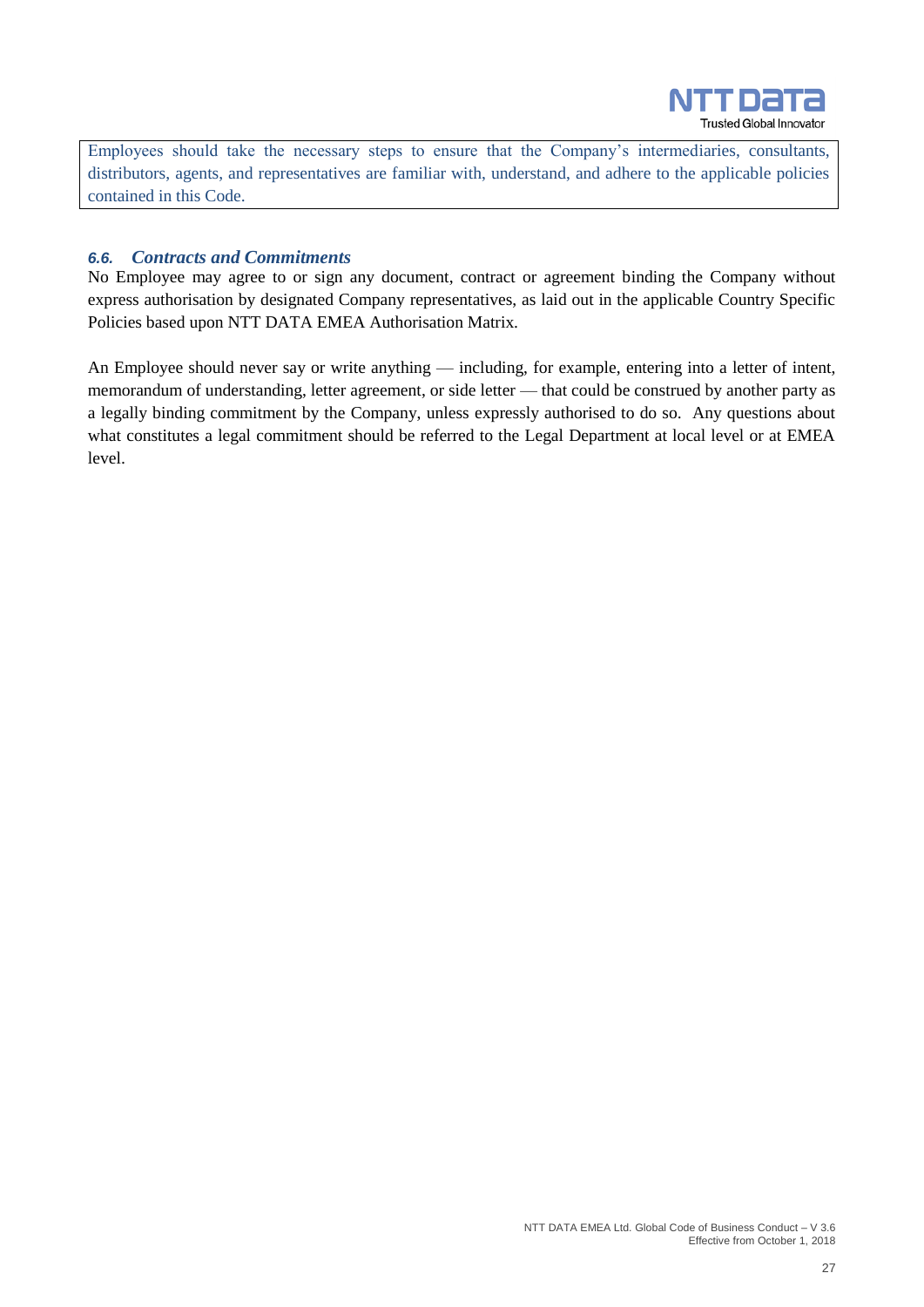Employees should take the necessary steps to ensure that the Company's intermediaries, consultants, distributors, agents, and representatives are familiar with, understand, and adhere to the applicable policies contained in this Code.

### *6.6. Contracts and Commitments*

No Employee may agree to or sign any document, contract or agreement binding the Company without express authorisation by designated Company representatives, as laid out in the applicable Country Specific Policies based upon NTT DATA EMEA Authorisation Matrix.

An Employee should never say or write anything — including, for example, entering into a letter of intent, memorandum of understanding, letter agreement, or side letter — that could be construed by another party as a legally binding commitment by the Company, unless expressly authorised to do so. Any questions about what constitutes a legal commitment should be referred to the Legal Department at local level or at EMEA level.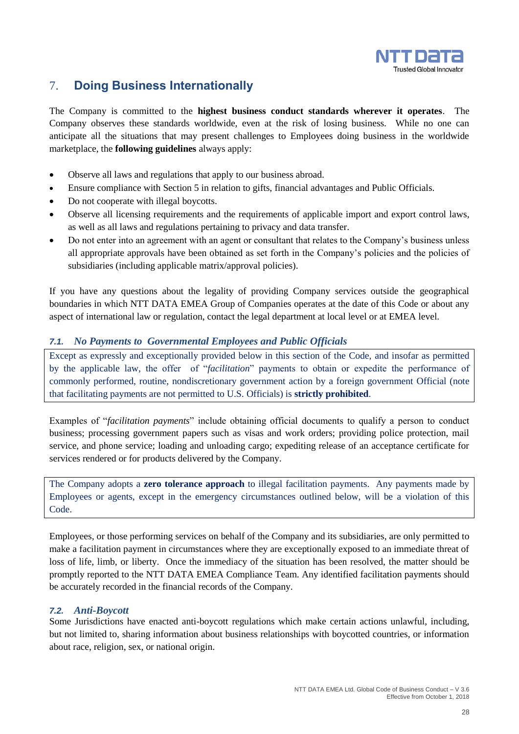## 7. Doing Business Internationally

The Company is committed to the **highest business conduct standards wherever it operates**. The Company observes these standards worldwide, even at the risk of losing business. While no one can anticipate all the situations that may present challenges to Employees doing business in the worldwide marketplace, the **following guidelines** always apply:

- Observe all laws and regulations that apply to our business abroad.
- Ensure compliance with Section 5 in relation to gifts, financial advantages and Public Officials.
- Do not cooperate with illegal boycotts.
- Observe all licensing requirements and the requirements of applicable import and export control laws, as well as all laws and regulations pertaining to privacy and data transfer.
- Do not enter into an agreement with an agent or consultant that relates to the Company's business unless all appropriate approvals have been obtained as set forth in the Company's policies and the policies of subsidiaries (including applicable matrix/approval policies).

If you have any questions about the legality of providing Company services outside the geographical boundaries in which NTT DATA EMEA Group of Companies operates at the date of this Code or about any aspect of international law or regulation, contact the legal department at local level or at EMEA level.

### *7.1. No Payments to Governmental Employees and Public Officials*

Except as expressly and exceptionally provided below in this section of the Code, and insofar as permitted by the applicable law, the offer of "*facilitation*" payments to obtain or expedite the performance of commonly performed, routine, nondiscretionary government action by a foreign government Official (note that facilitating payments are not permitted to U.S. Officials) is **strictly prohibited**.

Examples of "*facilitation payments*" include obtaining official documents to qualify a person to conduct business; processing government papers such as visas and work orders; providing police protection, mail service, and phone service; loading and unloading cargo; expediting release of an acceptance certificate for services rendered or for products delivered by the Company.

The Company adopts a **zero tolerance approach** to illegal facilitation payments. Any payments made by Employees or agents, except in the emergency circumstances outlined below, will be a violation of this Code.

Employees, or those performing services on behalf of the Company and its subsidiaries, are only permitted to make a facilitation payment in circumstances where they are exceptionally exposed to an immediate threat of loss of life, limb, or liberty. Once the immediacy of the situation has been resolved, the matter should be promptly reported to the NTT DATA EMEA Compliance Team. Any identified facilitation payments should be accurately recorded in the financial records of the Company.

### *7.2. Anti-Boycott*

Some Jurisdictions have enacted anti-boycott regulations which make certain actions unlawful, including, but not limited to, sharing information about business relationships with boycotted countries, or information about race, religion, sex, or national origin.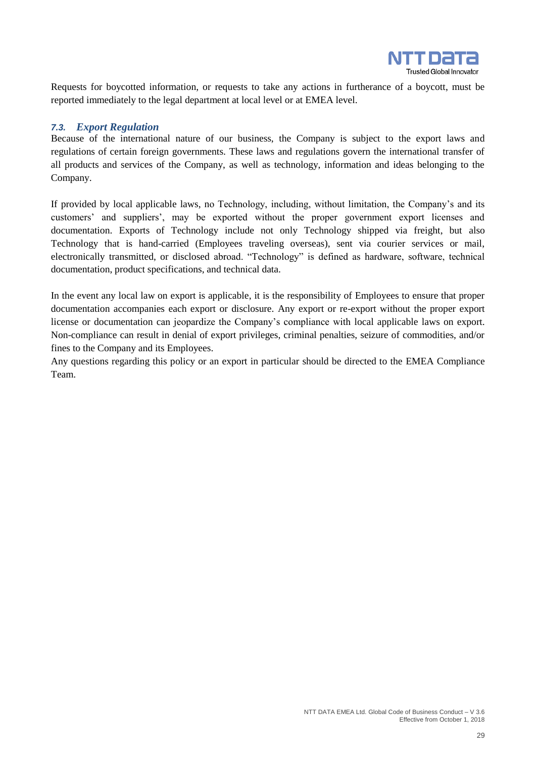Requests for boycotted information, or requests to take any actions in furtherance of a boycott, must be reported immediately to the legal department at local level or at EMEA level.

### *7.3. Export Regulation*

Because of the international nature of our business, the Company is subject to the export laws and regulations of certain foreign governments. These laws and regulations govern the international transfer of all products and services of the Company, as well as technology, information and ideas belonging to the Company.

If provided by local applicable laws, no Technology, including, without limitation, the Company's and its customers' and suppliers', may be exported without the proper government export licenses and documentation. Exports of Technology include not only Technology shipped via freight, but also Technology that is hand-carried (Employees traveling overseas), sent via courier services or mail, electronically transmitted, or disclosed abroad. "Technology" is defined as hardware, software, technical documentation, product specifications, and technical data.

In the event any local law on export is applicable, it is the responsibility of Employees to ensure that proper documentation accompanies each export or disclosure. Any export or re-export without the proper export license or documentation can jeopardize the Company's compliance with local applicable laws on export. Non-compliance can result in denial of export privileges, criminal penalties, seizure of commodities, and/or fines to the Company and its Employees.

Any questions regarding this policy or an export in particular should be directed to the EMEA Compliance Team.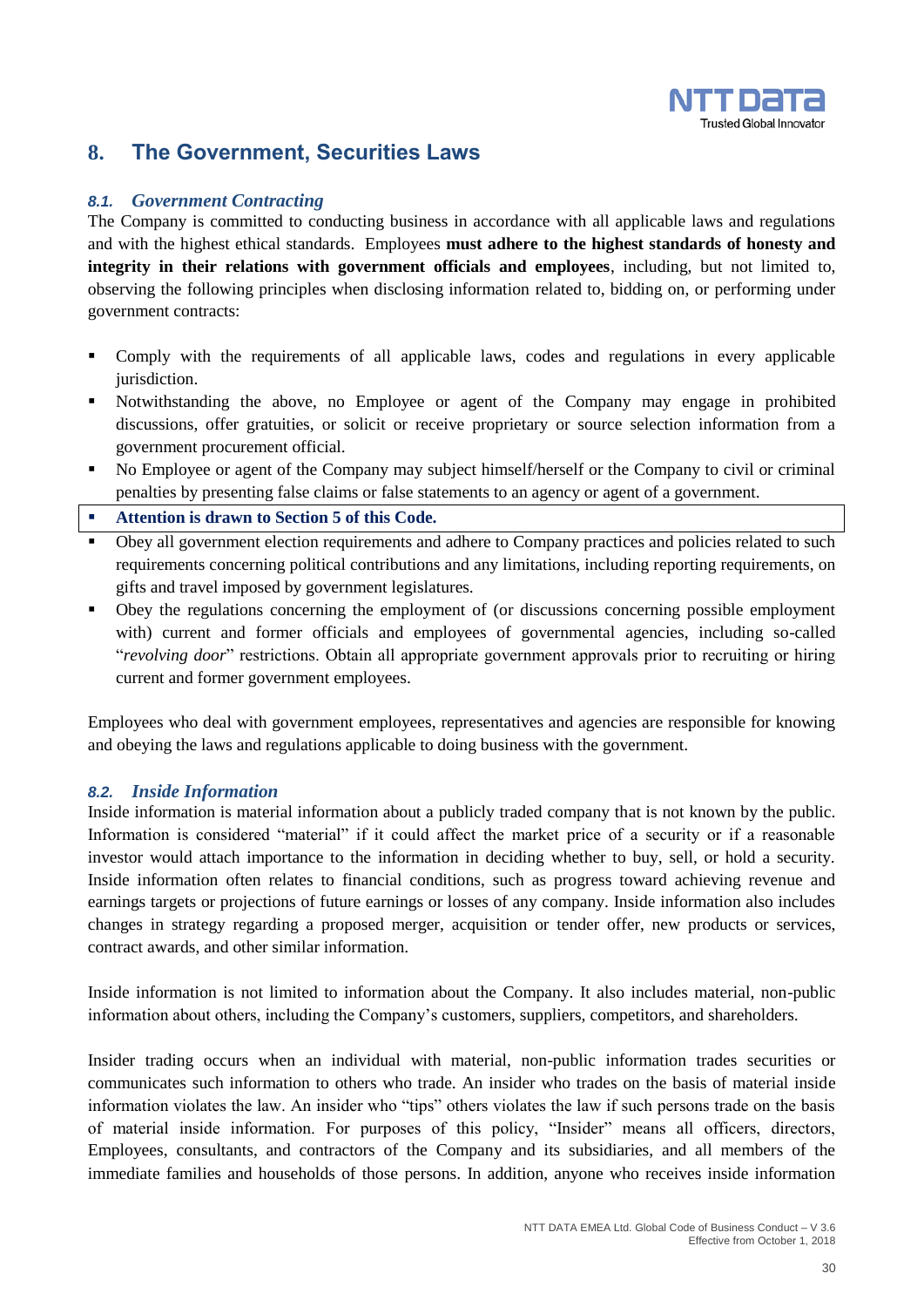## 8. The Government, Securities Laws

### *8.1. Government Contracting*

The Company is committed to conducting business in accordance with all applicable laws and regulations and with the highest ethical standards. Employees **must adhere to the highest standards of honesty and integrity in their relations with government officials and employees**, including, but not limited to, observing the following principles when disclosing information related to, bidding on, or performing under government contracts:

- Comply with the requirements of all applicable laws, codes and regulations in every applicable jurisdiction.
- Notwithstanding the above, no Employee or agent of the Company may engage in prohibited discussions, offer gratuities, or solicit or receive proprietary or source selection information from a government procurement official.
- No Employee or agent of the Company may subject himself/herself or the Company to civil or criminal penalties by presenting false claims or false statements to an agency or agent of a government.
- **Attention is drawn to Section 5 of this Code.**
- Obey all government election requirements and adhere to Company practices and policies related to such requirements concerning political contributions and any limitations, including reporting requirements, on gifts and travel imposed by government legislatures.
- Obey the regulations concerning the employment of (or discussions concerning possible employment with) current and former officials and employees of governmental agencies, including so-called "*revolving door*" restrictions. Obtain all appropriate government approvals prior to recruiting or hiring current and former government employees.

Employees who deal with government employees, representatives and agencies are responsible for knowing and obeying the laws and regulations applicable to doing business with the government.

### *8.2. Inside Information*

Inside information is material information about a publicly traded company that is not known by the public. Information is considered "material" if it could affect the market price of a security or if a reasonable investor would attach importance to the information in deciding whether to buy, sell, or hold a security. Inside information often relates to financial conditions, such as progress toward achieving revenue and earnings targets or projections of future earnings or losses of any company. Inside information also includes changes in strategy regarding a proposed merger, acquisition or tender offer, new products or services, contract awards, and other similar information.

Inside information is not limited to information about the Company. It also includes material, non-public information about others, including the Company's customers, suppliers, competitors, and shareholders.

Insider trading occurs when an individual with material, non-public information trades securities or communicates such information to others who trade. An insider who trades on the basis of material inside information violates the law. An insider who "tips" others violates the law if such persons trade on the basis of material inside information. For purposes of this policy, "Insider" means all officers, directors, Employees, consultants, and contractors of the Company and its subsidiaries, and all members of the immediate families and households of those persons. In addition, anyone who receives inside information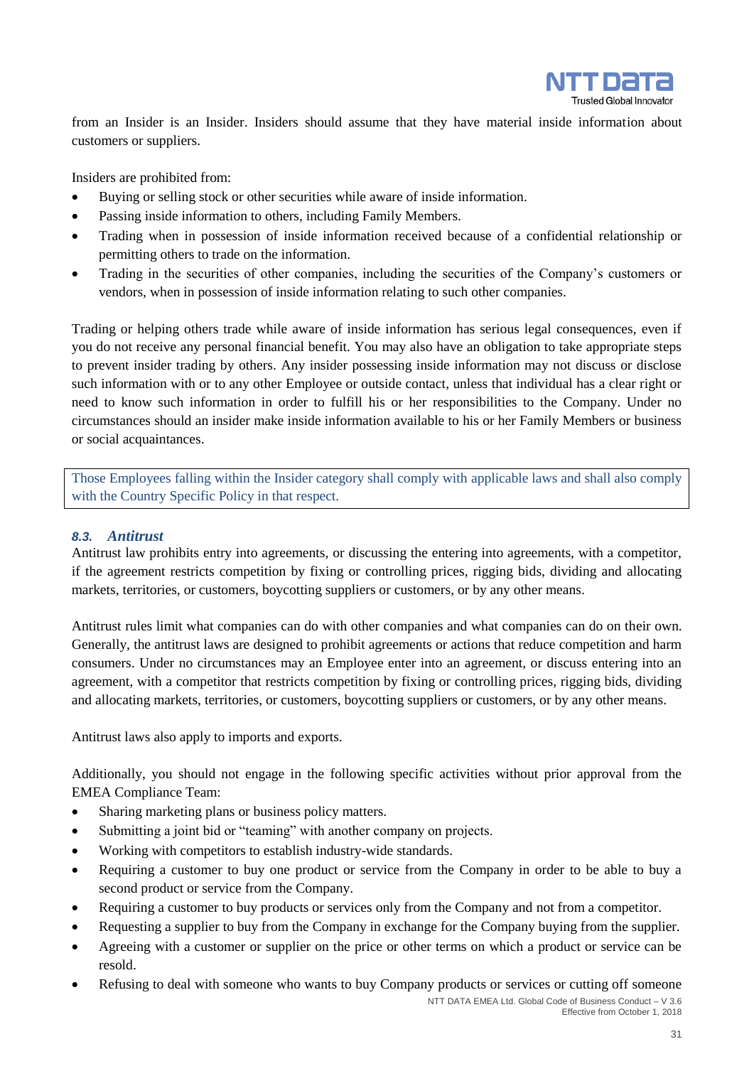from an Insider is an Insider. Insiders should assume that they have material inside information about customers or suppliers.

Insiders are prohibited from:

- Buying or selling stock or other securities while aware of inside information.
- Passing inside information to others, including Family Members.
- Trading when in possession of inside information received because of a confidential relationship or permitting others to trade on the information.
- Trading in the securities of other companies, including the securities of the Company's customers or vendors, when in possession of inside information relating to such other companies.

Trading or helping others trade while aware of inside information has serious legal consequences, even if you do not receive any personal financial benefit. You may also have an obligation to take appropriate steps to prevent insider trading by others. Any insider possessing inside information may not discuss or disclose such information with or to any other Employee or outside contact, unless that individual has a clear right or need to know such information in order to fulfill his or her responsibilities to the Company. Under no circumstances should an insider make inside information available to his or her Family Members or business or social acquaintances.

> Those Employees falling within the Insider category shall comply with applicable laws and shall also comply with the Country Specific Policy in that respect.

### *8.3. Antitrust*

Antitrust law prohibits entry into agreements, or discussing the entering into agreements, with a competitor, if the agreement restricts competition by fixing or controlling prices, rigging bids, dividing and allocating markets, territories, or customers, boycotting suppliers or customers, or by any other means.

Antitrust rules limit what companies can do with other companies and what companies can do on their own. Generally, the antitrust laws are designed to prohibit agreements or actions that reduce competition and harm consumers. Under no circumstances may an Employee enter into an agreement, or discuss entering into an agreement, with a competitor that restricts competition by fixing or controlling prices, rigging bids, dividing and allocating markets, territories, or customers, boycotting suppliers or customers, or by any other means.

Antitrust laws also apply to imports and exports.

Additionally, you should not engage in the following specific activities without prior approval from the EMEA Compliance Team:

- Sharing marketing plans or business policy matters.
- Submitting a joint bid or "teaming" with another company on projects.
- Working with competitors to establish industry-wide standards.
- Requiring a customer to buy one product or service from the Company in order to be able to buy a second product or service from the Company.
- Requiring a customer to buy products or services only from the Company and not from a competitor.
- Requesting a supplier to buy from the Company in exchange for the Company buying from the supplier.
- Agreeing with a customer or supplier on the price or other terms on which a product or service can be resold.
- Refusing to deal with someone who wants to buy Company products or services or cutting off someone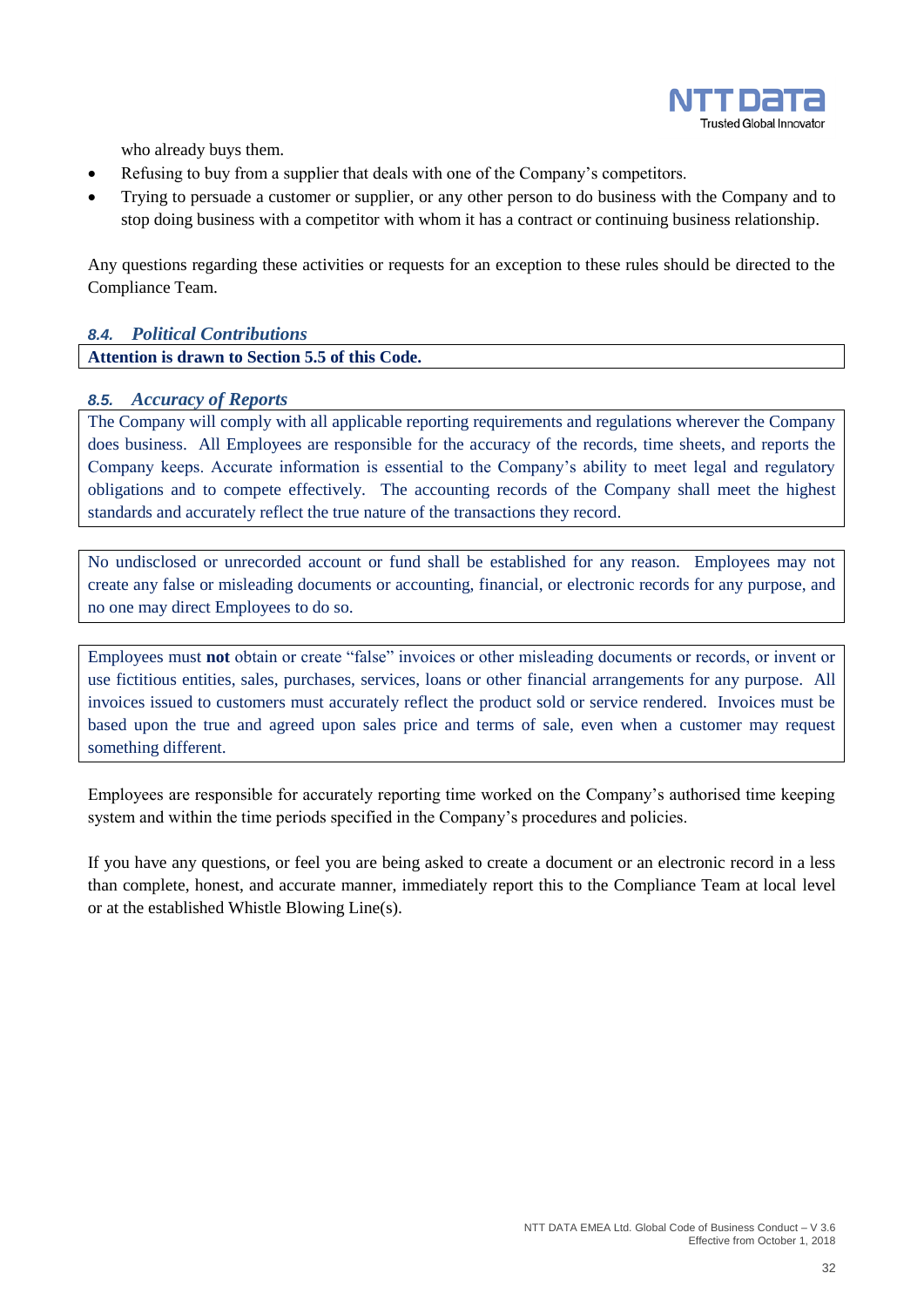who already buys them.

- Refusing to buy from a supplier that deals with one of the Company's competitors.
- Trying to persuade a customer or supplier, or any other person to do business with the Company and to stop doing business with a competitor with whom it has a contract or continuing business relationship.

Any questions regarding these activities or requests for an exception to these rules should be directed to the Compliance Team.

### *8.4. Political Contributions*

**Attention is drawn to Section 5.5 of this Code.**

### *8.5. Accuracy of Reports*

The Company will comply with all applicable reporting requirements and regulations wherever the Company does business. All Employees are responsible for the accuracy of the records, time sheets, and reports the Company keeps. Accurate information is essential to the Company's ability to meet legal and regulatory obligations and to compete effectively. The accounting records of the Company shall meet the highest standards and accurately reflect the true nature of the transactions they record.

No undisclosed or unrecorded account or fund shall be established for any reason. Employees may not create any false or misleading documents or accounting, financial, or electronic records for any purpose, and no one may direct Employees to do so.

Employees must **not** obtain or create "false" invoices or other misleading documents or records, or invent or use fictitious entities, sales, purchases, services, loans or other financial arrangements for any purpose. All invoices issued to customers must accurately reflect the product sold or service rendered. Invoices must be based upon the true and agreed upon sales price and terms of sale, even when a customer may request something different.

Employees are responsible for accurately reporting time worked on the Company's authorised time keeping system and within the time periods specified in the Company's procedures and policies.

If you have any questions, or feel you are being asked to create a document or an electronic record in a less than complete, honest, and accurate manner, immediately report this to the Compliance Team at local level or at the established Whistle Blowing Line(s).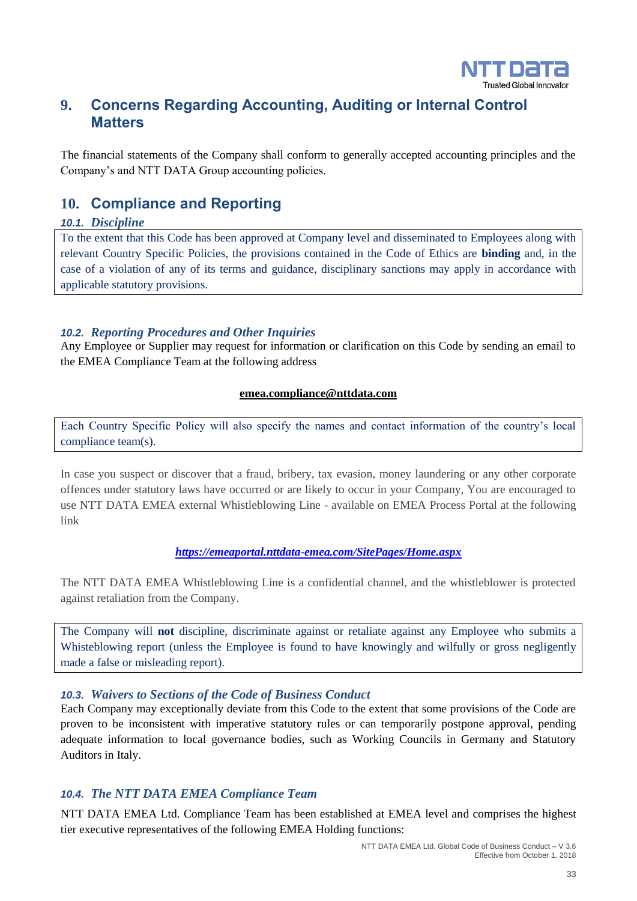## 9. Concerns Regarding Accounting, Auditing or Internal Control Matters

The financial statements of the Company shall conform to generally accepted accounting principles and the Company's and NTT DATA Group accounting policies.

## 10. Compliance and Reporting

### *10.1. Discipline*

To the extent that this Code has been approved at Company level and disseminated to Employees along with relevant Country Specific Policies, the provisions contained in the Code of Ethics are **binding** and, in the case of a violation of any of its terms and guidance, disciplinary sanctions may apply in accordance with applicable statutory provisions.

### *10.2. Reporting Procedures and Other Inquiries*

Any Employee or Supplier may request for information or clarification on this Code by sending an email to the EMEA Compliance Team at the following address

**emea.compliance@nttdata.com**

Each Country Specific Policy will also specify the names and contact information of the country's local compliance team(s).

In case you suspect or discover that a fraud, bribery, tax evasion, money laundering or any other corporate offences under statutory laws have occurred or are likely to occur in your Company, You are encouraged to use NTT DATA EMEA external Whistleblowing Line - available on EMEA Process Portal at the following link

***https://emeaportal.nttdata-emea.com/SitePages/Home.aspx***

The NTT DATA EMEA Whistleblowing Line is a confidential channel, and the whistleblower is protected against retaliation from the Company.

The Company will **not** discipline, discriminate against or retaliate against any Employee who submits a Whisteblowing report (unless the Employee is found to have knowingly and wilfully or gross negligently made a false or misleading report).

### *10.3. Waivers to Sections of the Code of Business Conduct*

Each Company may exceptionally deviate from this Code to the extent that some provisions of the Code are proven to be inconsistent with imperative statutory rules or can temporarily postpone approval, pending adequate information to local governance bodies, such as Working Councils in Germany and Statutory Auditors in Italy.

### *10.4. The NTT DATA EMEA Compliance Team*

NTT DATA EMEA Ltd. Compliance Team has been established at EMEA level and comprises the highest tier executive representatives of the following EMEA Holding functions: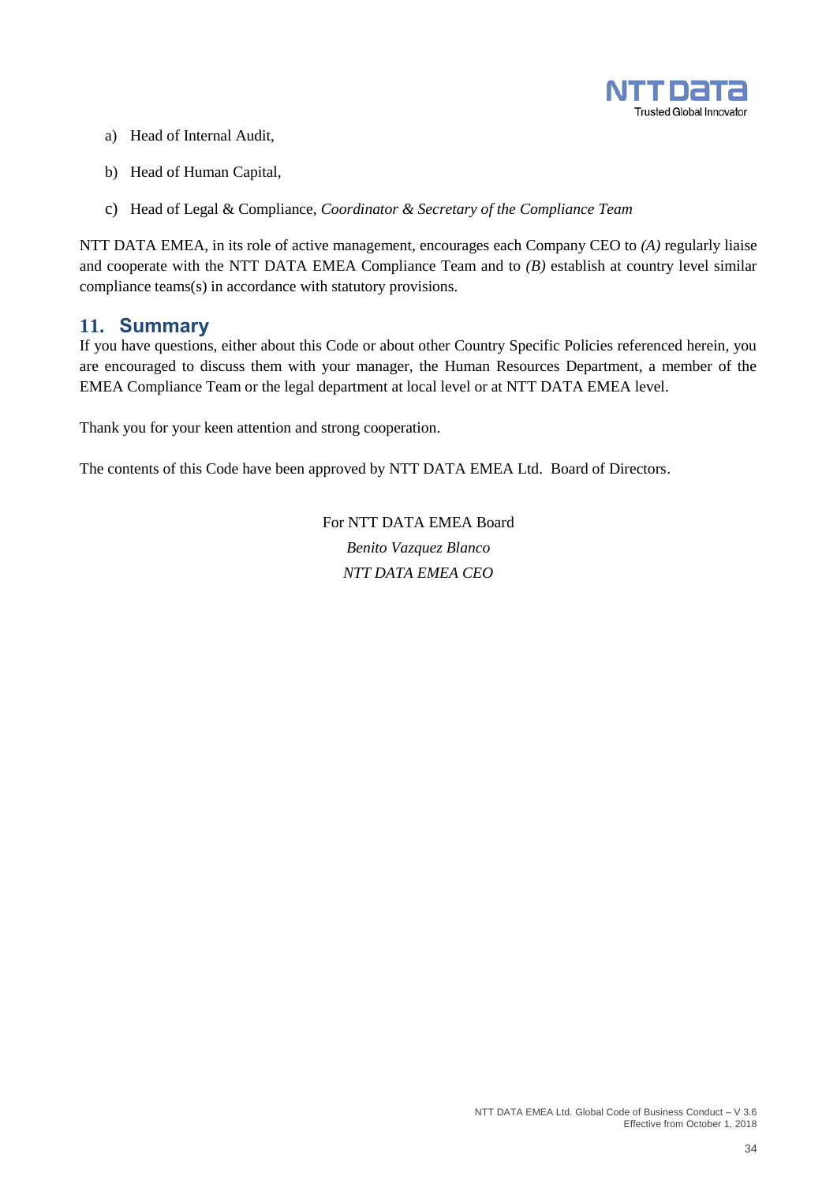a) Head of Internal Audit,

b) Head of Human Capital,

c) Head of Legal & Compliance, *Coordinator & Secretary of the Compliance Team*

NTT DATA EMEA, in its role of active management, encourages each Company CEO to *(A)* regularly liaise and cooperate with the NTT DATA EMEA Compliance Team and to *(B)* establish at country level similar compliance teams(s) in accordance with statutory provisions.

## 11. Summary

If you have questions, either about this Code or about other Country Specific Policies referenced herein, you are encouraged to discuss them with your manager, the Human Resources Department, a member of the EMEA Compliance Team or the legal department at local level or at NTT DATA EMEA level.

Thank you for your keen attention and strong cooperation.

The contents of this Code have been approved by NTT DATA EMEA Ltd. Board of Directors.

For NTT DATA EMEA Board
*Benito Vazquez Blanco*
*NTT DATA EMEA CEO*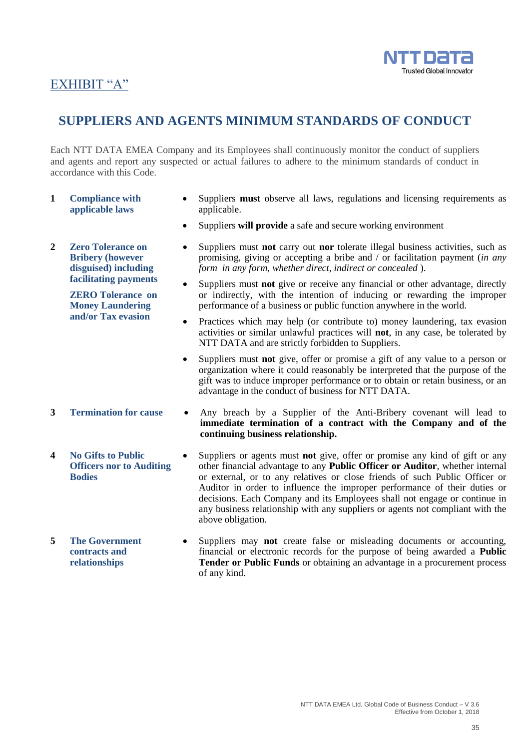EXHIBIT "A"

# SUPPLIERS AND AGENTS MINIMUM STANDARDS OF CONDUCT

Each NTT DATA EMEA Company and its Employees shall continuously monitor the conduct of suppliers and agents and report any suspected or actual failures to adhere to the minimum standards of conduct in accordance with this Code.

| | | |
|---|---|---|
| 1 | **Compliance with applicable laws** | • Suppliers **must** observe all laws, regulations and licensing requirements as applicable.<br>• Suppliers **will provide** a safe and secure working environment |
| 2 | **Zero Tolerance on Bribery (however disguised) including facilitating payments**<br><br>**ZERO Tolerance on Money Laundering and/or Tax evasion** | • Suppliers must **not** carry out **nor** tolerate illegal business activities, such as promising, giving or accepting a bribe and / or facilitation payment (*in any form in any form, whether direct, indirect or concealed* ).<br>• Suppliers must **not** give or receive any financial or other advantage, directly or indirectly, with the intention of inducing or rewarding the improper performance of a business or public function anywhere in the world.<br>• Practices which may help (or contribute to) money laundering, tax evasion activities or similar unlawful practices will **not**, in any case, be tolerated by NTT DATA and are strictly forbidden to Suppliers.<br>• Suppliers must **not** give, offer or promise a gift of any value to a person or organization where it could reasonably be interpreted that the purpose of the gift was to induce improper performance or to obtain or retain business, or an advantage in the conduct of business for NTT DATA. |
| 3 | **Termination for cause** | • Any breach by a Supplier of the Anti-Bribery covenant will lead to **immediate termination of a contract with the Company and of the continuing business relationship.** |
| 4 | **No Gifts to Public Officers nor to Auditing Bodies** | • Suppliers or agents must **not** give, offer or promise any kind of gift or any other financial advantage to any **Public Officer or Auditor**, whether internal or external, or to any relatives or close friends of such Public Officer or Auditor in order to influence the improper performance of their duties or decisions. Each Company and its Employees shall not engage or continue in any business relationship with any suppliers or agents not compliant with the above obligation. |
| 5 | **The Government contracts and relationships** | • Suppliers may **not** create false or misleading documents or accounting, financial or electronic records for the purpose of being awarded a **Public Tender or Public Funds** or obtaining an advantage in a procurement process of any kind. |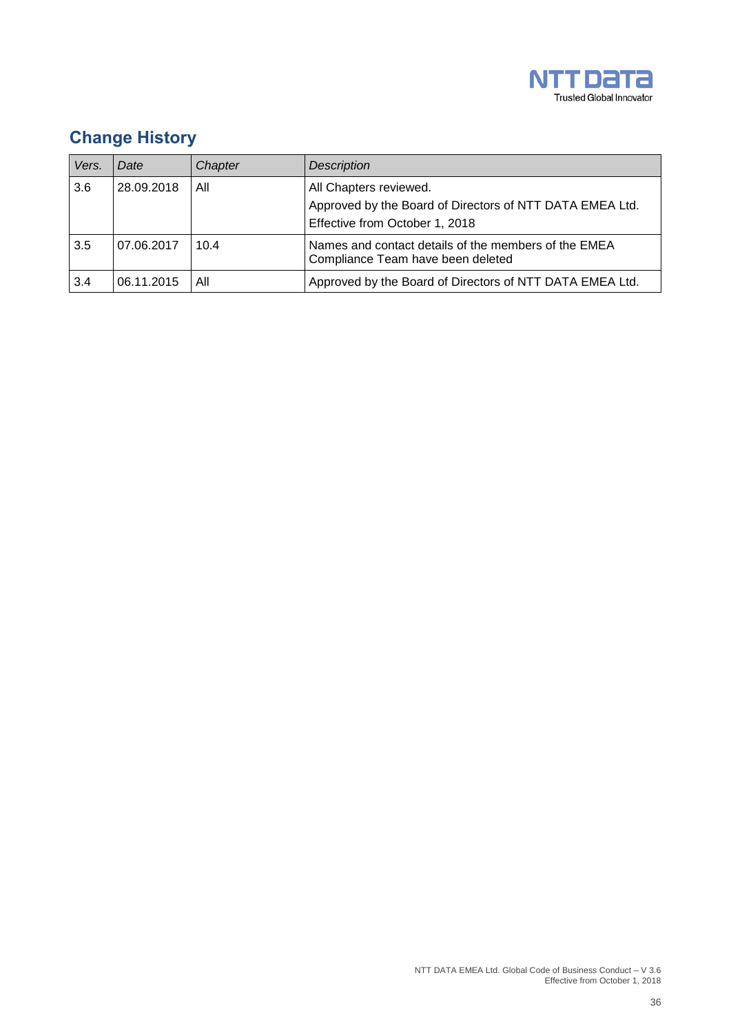## Change History

| *Vers.* | *Date* | *Chapter* | *Description* |
|---|---|---|---|
| 3.6 | 28.09.2018 | All | All Chapters reviewed.<br>Approved by the Board of Directors of NTT DATA EMEA Ltd.<br>Effective from October 1, 2018 |
| 3.5 | 07.06.2017 | 10.4 | Names and contact details of the members of the EMEA Compliance Team have been deleted |
| 3.4 | 06.11.2015 | All | Approved by the Board of Directors of NTT DATA EMEA Ltd. |